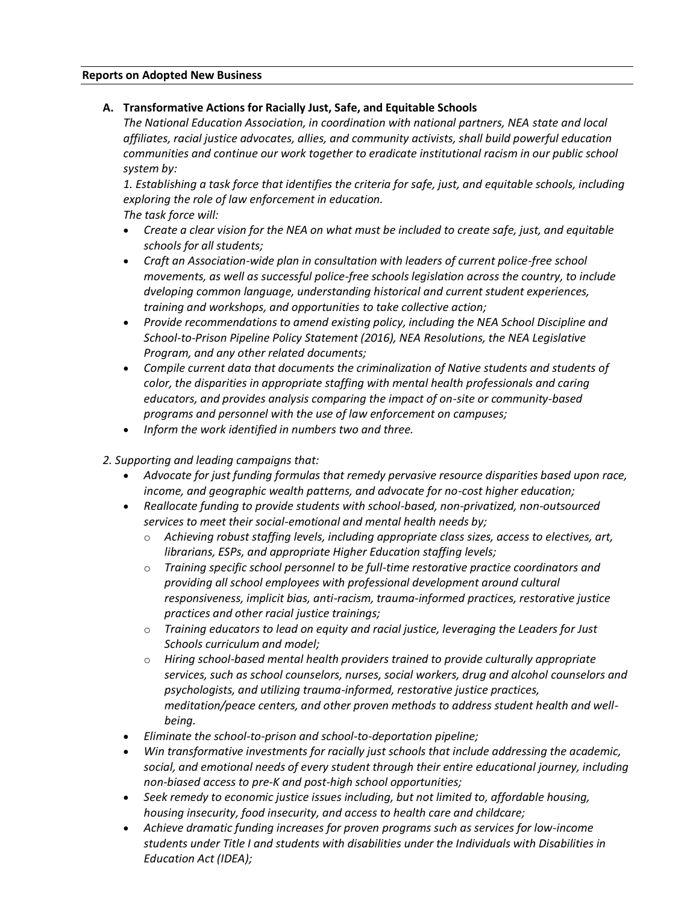**Reports on Adopted New Business**

## A. Transformative Actions for Racially Just, Safe, and Equitable Schools

*The National Education Association, in coordination with national partners, NEA state and local affiliates, racial justice advocates, allies, and community activists, shall build powerful education communities and continue our work together to eradicate institutional racism in our public school system by:*

*1. Establishing a task force that identifies the criteria for safe, just, and equitable schools, including exploring the role of law enforcement in education.*

*The task force will:*

- *Create a clear vision for the NEA on what must be included to create safe, just, and equitable schools for all students;*
- *Craft an Association-wide plan in consultation with leaders of current police-free school movements, as well as successful police-free schools legislation across the country, to include dveloping common language, understanding historical and current student experiences, training and workshops, and opportunities to take collective action;*
- *Provide recommendations to amend existing policy, including the NEA School Discipline and School-to-Prison Pipeline Policy Statement (2016), NEA Resolutions, the NEA Legislative Program, and any other related documents;*
- *Compile current data that documents the criminalization of Native students and students of color, the disparities in appropriate staffing with mental health professionals and caring educators, and provides analysis comparing the impact of on-site or community-based programs and personnel with the use of law enforcement on campuses;*
- *Inform the work identified in numbers two and three.*

*2. Supporting and leading campaigns that:*

- *Advocate for just funding formulas that remedy pervasive resource disparities based upon race, income, and geographic wealth patterns, and advocate for no-cost higher education;*
- *Reallocate funding to provide students with school-based, non-privatized, non-outsourced services to meet their social-emotional and mental health needs by;*
  - *Achieving robust staffing levels, including appropriate class sizes, access to electives, art, librarians, ESPs, and appropriate Higher Education staffing levels;*
  - *Training specific school personnel to be full-time restorative practice coordinators and providing all school employees with professional development around cultural responsiveness, implicit bias, anti-racism, trauma-informed practices, restorative justice practices and other racial justice trainings;*
  - *Training educators to lead on equity and racial justice, leveraging the Leaders for Just Schools curriculum and model;*
  - *Hiring school-based mental health providers trained to provide culturally appropriate services, such as school counselors, nurses, social workers, drug and alcohol counselors and psychologists, and utilizing trauma-informed, restorative justice practices, meditation/peace centers, and other proven methods to address student health and well-being.*
- *Eliminate the school-to-prison and school-to-deportation pipeline;*
- *Win transformative investments for racially just schools that include addressing the academic, social, and emotional needs of every student through their entire educational journey, including non-biased access to pre-K and post-high school opportunities;*
- *Seek remedy to economic justice issues including, but not limited to, affordable housing, housing insecurity, food insecurity, and access to health care and childcare;*
- *Achieve dramatic funding increases for proven programs such as services for low-income students under Title I and students with disabilities under the Individuals with Disabilities in Education Act (IDEA);*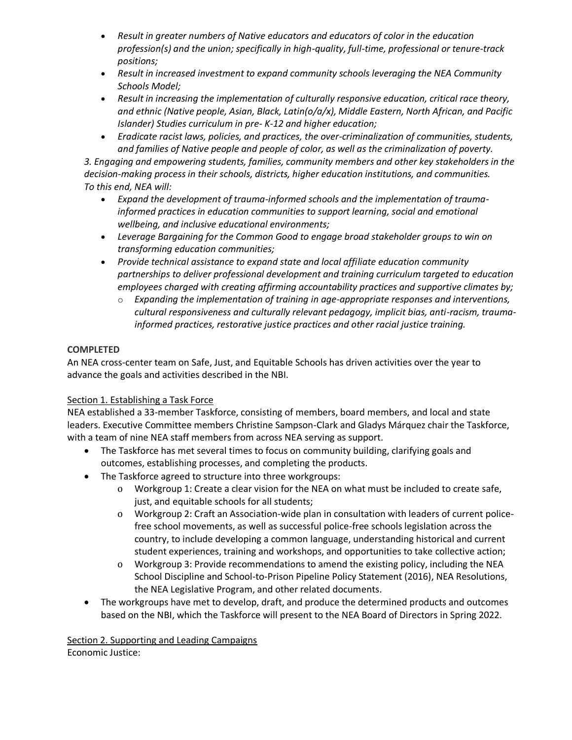- *Result in greater numbers of Native educators and educators of color in the education profession(s) and the union; specifically in high-quality, full-time, professional or tenure-track positions;*
- *Result in increased investment to expand community schools leveraging the NEA Community Schools Model;*
- *Result in increasing the implementation of culturally responsive education, critical race theory, and ethnic (Native people, Asian, Black, Latin(o/a/x), Middle Eastern, North African, and Pacific Islander) Studies curriculum in pre- K-12 and higher education;*
- *Eradicate racist laws, policies, and practices, the over-criminalization of communities, students, and families of Native people and people of color, as well as the criminalization of poverty.*

*3. Engaging and empowering students, families, community members and other key stakeholders in the decision-making process in their schools, districts, higher education institutions, and communities. To this end, NEA will:*

- *Expand the development of trauma-informed schools and the implementation of trauma-informed practices in education communities to support learning, social and emotional wellbeing, and inclusive educational environments;*
- *Leverage Bargaining for the Common Good to engage broad stakeholder groups to win on transforming education communities;*
- *Provide technical assistance to expand state and local affiliate education community partnerships to deliver professional development and training curriculum targeted to education employees charged with creating affirming accountability practices and supportive climates by;*
  - *Expanding the implementation of training in age-appropriate responses and interventions, cultural responsiveness and culturally relevant pedagogy, implicit bias, anti-racism, trauma-informed practices, restorative justice practices and other racial justice training.*

**COMPLETED**

An NEA cross-center team on Safe, Just, and Equitable Schools has driven activities over the year to advance the goals and activities described in the NBI.

<u>Section 1. Establishing a Task Force</u>

NEA established a 33-member Taskforce, consisting of members, board members, and local and state leaders. Executive Committee members Christine Sampson-Clark and Gladys Márquez chair the Taskforce, with a team of nine NEA staff members from across NEA serving as support.

- The Taskforce has met several times to focus on community building, clarifying goals and outcomes, establishing processes, and completing the products.
- The Taskforce agreed to structure into three workgroups:
  - Workgroup 1: Create a clear vision for the NEA on what must be included to create safe, just, and equitable schools for all students;
  - Workgroup 2: Craft an Association-wide plan in consultation with leaders of current police-free school movements, as well as successful police-free schools legislation across the country, to include developing a common language, understanding historical and current student experiences, training and workshops, and opportunities to take collective action;
  - Workgroup 3: Provide recommendations to amend the existing policy, including the NEA School Discipline and School-to-Prison Pipeline Policy Statement (2016), NEA Resolutions, the NEA Legislative Program, and other related documents.
- The workgroups have met to develop, draft, and produce the determined products and outcomes based on the NBI, which the Taskforce will present to the NEA Board of Directors in Spring 2022.

<u>Section 2. Supporting and Leading Campaigns</u>

Economic Justice: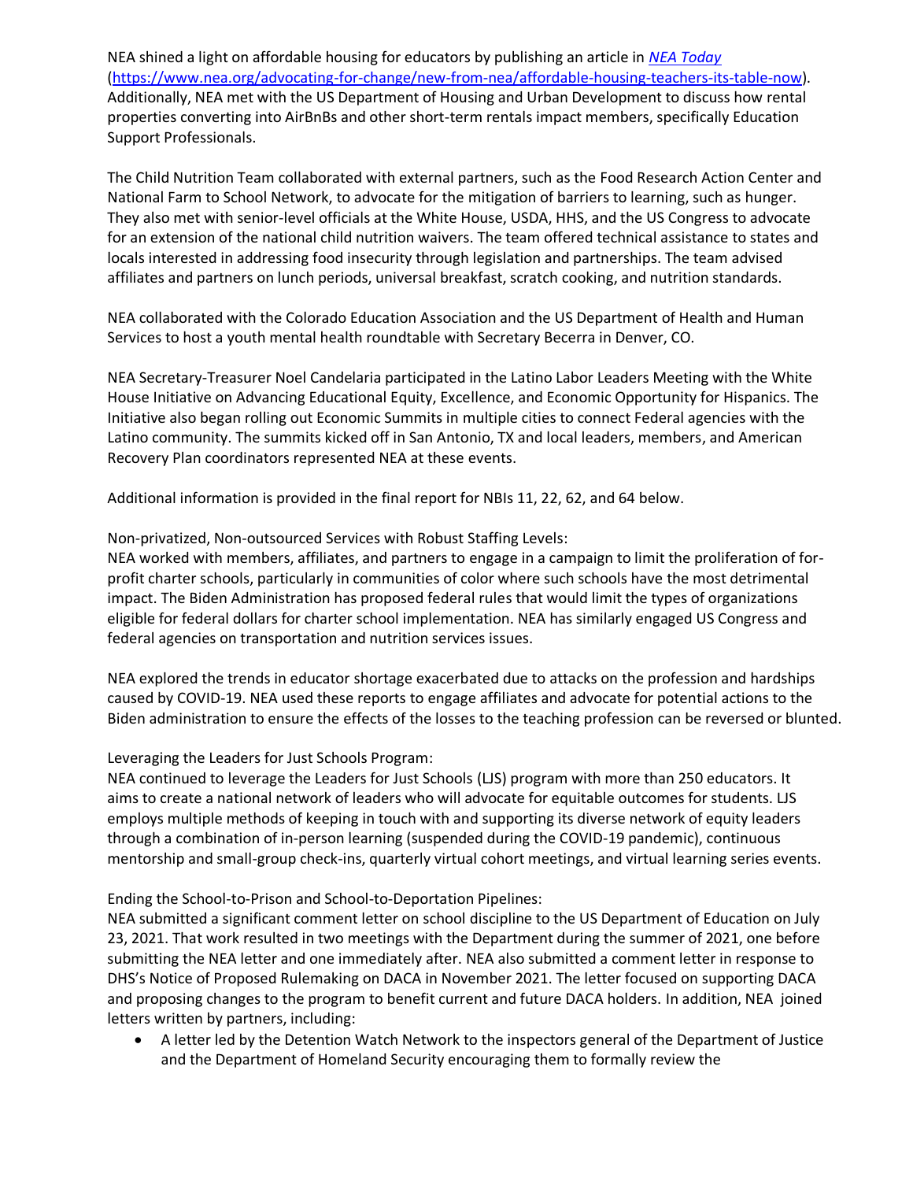NEA shined a light on affordable housing for educators by publishing an article in [*NEA Today*](https://www.nea.org/advocating-for-change/new-from-nea/affordable-housing-teachers-its-table-now) (https://www.nea.org/advocating-for-change/new-from-nea/affordable-housing-teachers-its-table-now). Additionally, NEA met with the US Department of Housing and Urban Development to discuss how rental properties converting into AirBnBs and other short-term rentals impact members, specifically Education Support Professionals.

The Child Nutrition Team collaborated with external partners, such as the Food Research Action Center and National Farm to School Network, to advocate for the mitigation of barriers to learning, such as hunger. They also met with senior-level officials at the White House, USDA, HHS, and the US Congress to advocate for an extension of the national child nutrition waivers. The team offered technical assistance to states and locals interested in addressing food insecurity through legislation and partnerships. The team advised affiliates and partners on lunch periods, universal breakfast, scratch cooking, and nutrition standards.

NEA collaborated with the Colorado Education Association and the US Department of Health and Human Services to host a youth mental health roundtable with Secretary Becerra in Denver, CO.

NEA Secretary-Treasurer Noel Candelaria participated in the Latino Labor Leaders Meeting with the White House Initiative on Advancing Educational Equity, Excellence, and Economic Opportunity for Hispanics. The Initiative also began rolling out Economic Summits in multiple cities to connect Federal agencies with the Latino community. The summits kicked off in San Antonio, TX and local leaders, members, and American Recovery Plan coordinators represented NEA at these events.

Additional information is provided in the final report for NBIs 11, 22, 62, and 64 below.

Non-privatized, Non-outsourced Services with Robust Staffing Levels:
NEA worked with members, affiliates, and partners to engage in a campaign to limit the proliferation of for-profit charter schools, particularly in communities of color where such schools have the most detrimental impact. The Biden Administration has proposed federal rules that would limit the types of organizations eligible for federal dollars for charter school implementation. NEA has similarly engaged US Congress and federal agencies on transportation and nutrition services issues.

NEA explored the trends in educator shortage exacerbated due to attacks on the profession and hardships caused by COVID-19. NEA used these reports to engage affiliates and advocate for potential actions to the Biden administration to ensure the effects of the losses to the teaching profession can be reversed or blunted.

Leveraging the Leaders for Just Schools Program:
NEA continued to leverage the Leaders for Just Schools (LJS) program with more than 250 educators. It aims to create a national network of leaders who will advocate for equitable outcomes for students. LJS employs multiple methods of keeping in touch with and supporting its diverse network of equity leaders through a combination of in-person learning (suspended during the COVID-19 pandemic), continuous mentorship and small-group check-ins, quarterly virtual cohort meetings, and virtual learning series events.

Ending the School-to-Prison and School-to-Deportation Pipelines:
NEA submitted a significant comment letter on school discipline to the US Department of Education on July 23, 2021. That work resulted in two meetings with the Department during the summer of 2021, one before submitting the NEA letter and one immediately after. NEA also submitted a comment letter in response to DHS's Notice of Proposed Rulemaking on DACA in November 2021. The letter focused on supporting DACA and proposing changes to the program to benefit current and future DACA holders. In addition, NEA joined letters written by partners, including:

- A letter led by the Detention Watch Network to the inspectors general of the Department of Justice and the Department of Homeland Security encouraging them to formally review the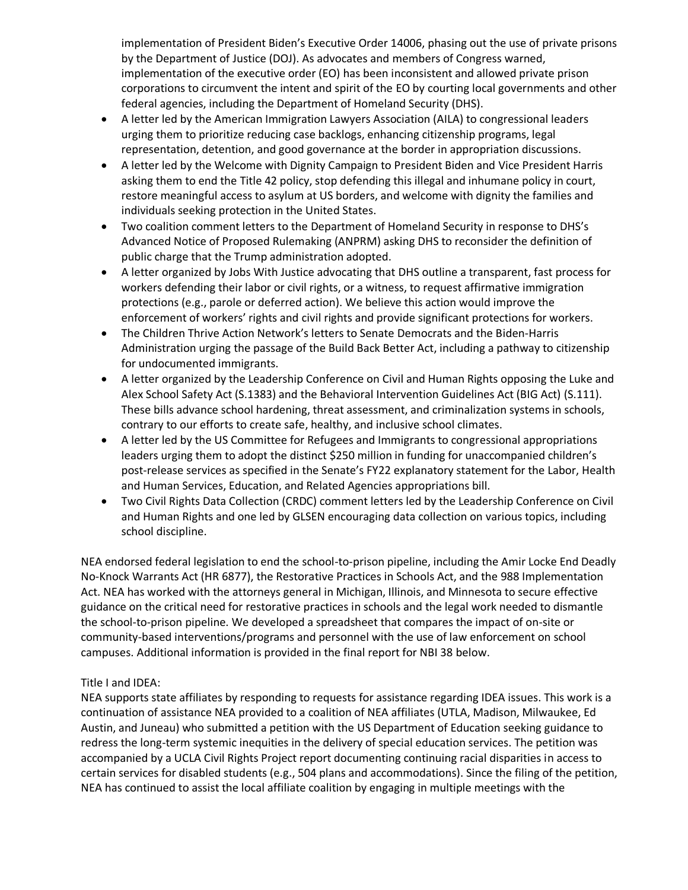implementation of President Biden's Executive Order 14006, phasing out the use of private prisons by the Department of Justice (DOJ). As advocates and members of Congress warned, implementation of the executive order (EO) has been inconsistent and allowed private prison corporations to circumvent the intent and spirit of the EO by courting local governments and other federal agencies, including the Department of Homeland Security (DHS).

- A letter led by the American Immigration Lawyers Association (AILA) to congressional leaders urging them to prioritize reducing case backlogs, enhancing citizenship programs, legal representation, detention, and good governance at the border in appropriation discussions.
- A letter led by the Welcome with Dignity Campaign to President Biden and Vice President Harris asking them to end the Title 42 policy, stop defending this illegal and inhumane policy in court, restore meaningful access to asylum at US borders, and welcome with dignity the families and individuals seeking protection in the United States.
- Two coalition comment letters to the Department of Homeland Security in response to DHS's Advanced Notice of Proposed Rulemaking (ANPRM) asking DHS to reconsider the definition of public charge that the Trump administration adopted.
- A letter organized by Jobs With Justice advocating that DHS outline a transparent, fast process for workers defending their labor or civil rights, or a witness, to request affirmative immigration protections (e.g., parole or deferred action). We believe this action would improve the enforcement of workers' rights and civil rights and provide significant protections for workers.
- The Children Thrive Action Network's letters to Senate Democrats and the Biden-Harris Administration urging the passage of the Build Back Better Act, including a pathway to citizenship for undocumented immigrants.
- A letter organized by the Leadership Conference on Civil and Human Rights opposing the Luke and Alex School Safety Act (S.1383) and the Behavioral Intervention Guidelines Act (BIG Act) (S.111). These bills advance school hardening, threat assessment, and criminalization systems in schools, contrary to our efforts to create safe, healthy, and inclusive school climates.
- A letter led by the US Committee for Refugees and Immigrants to congressional appropriations leaders urging them to adopt the distinct $250 million in funding for unaccompanied children's post-release services as specified in the Senate's FY22 explanatory statement for the Labor, Health and Human Services, Education, and Related Agencies appropriations bill.
- Two Civil Rights Data Collection (CRDC) comment letters led by the Leadership Conference on Civil and Human Rights and one led by GLSEN encouraging data collection on various topics, including school discipline.

NEA endorsed federal legislation to end the school-to-prison pipeline, including the Amir Locke End Deadly No-Knock Warrants Act (HR 6877), the Restorative Practices in Schools Act, and the 988 Implementation Act. NEA has worked with the attorneys general in Michigan, Illinois, and Minnesota to secure effective guidance on the critical need for restorative practices in schools and the legal work needed to dismantle the school-to-prison pipeline. We developed a spreadsheet that compares the impact of on-site or community-based interventions/programs and personnel with the use of law enforcement on school campuses. Additional information is provided in the final report for NBI 38 below.

Title I and IDEA:
NEA supports state affiliates by responding to requests for assistance regarding IDEA issues. This work is a continuation of assistance NEA provided to a coalition of NEA affiliates (UTLA, Madison, Milwaukee, Ed Austin, and Juneau) who submitted a petition with the US Department of Education seeking guidance to redress the long-term systemic inequities in the delivery of special education services. The petition was accompanied by a UCLA Civil Rights Project report documenting continuing racial disparities in access to certain services for disabled students (e.g., 504 plans and accommodations). Since the filing of the petition, NEA has continued to assist the local affiliate coalition by engaging in multiple meetings with the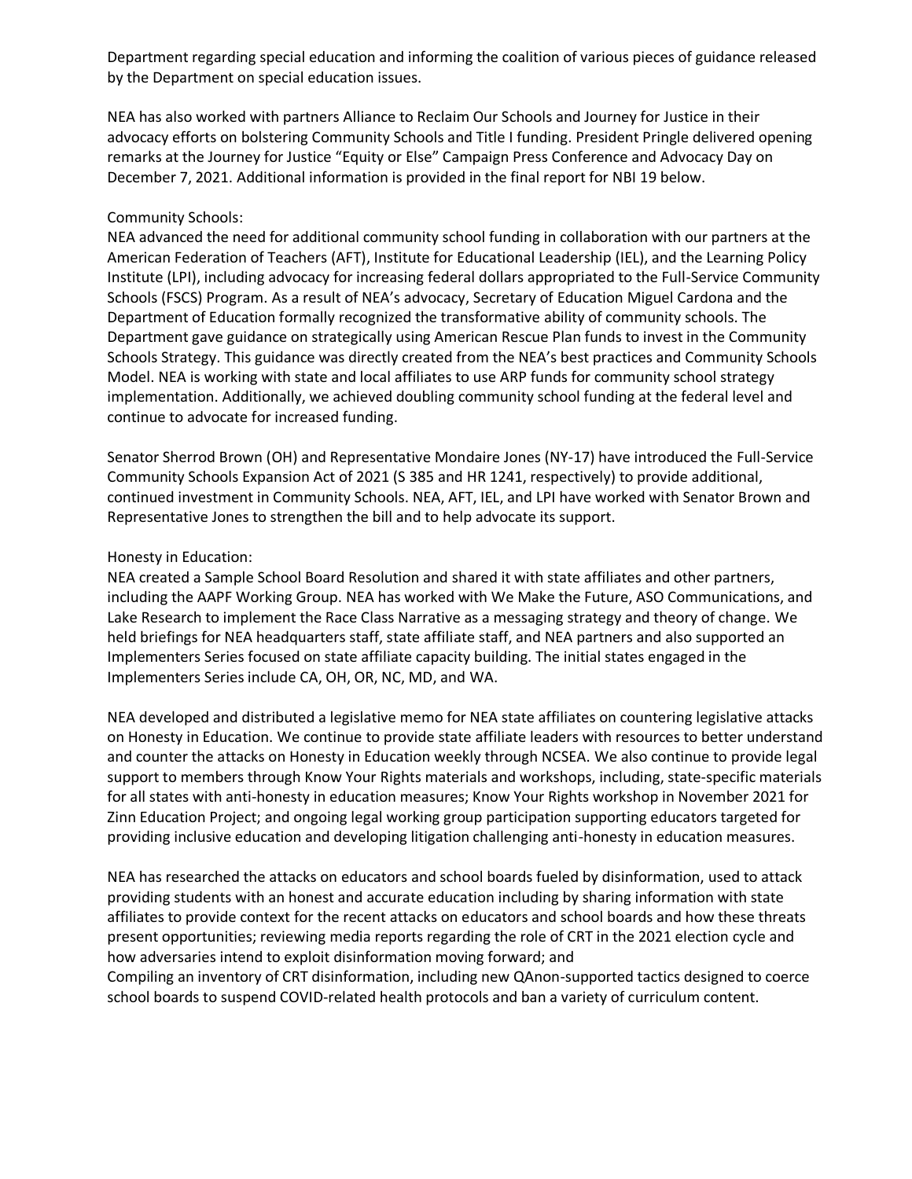Department regarding special education and informing the coalition of various pieces of guidance released by the Department on special education issues.

NEA has also worked with partners Alliance to Reclaim Our Schools and Journey for Justice in their advocacy efforts on bolstering Community Schools and Title I funding. President Pringle delivered opening remarks at the Journey for Justice "Equity or Else" Campaign Press Conference and Advocacy Day on December 7, 2021. Additional information is provided in the final report for NBI 19 below.

Community Schools:
NEA advanced the need for additional community school funding in collaboration with our partners at the American Federation of Teachers (AFT), Institute for Educational Leadership (IEL), and the Learning Policy Institute (LPI), including advocacy for increasing federal dollars appropriated to the Full-Service Community Schools (FSCS) Program. As a result of NEA's advocacy, Secretary of Education Miguel Cardona and the Department of Education formally recognized the transformative ability of community schools. The Department gave guidance on strategically using American Rescue Plan funds to invest in the Community Schools Strategy. This guidance was directly created from the NEA's best practices and Community Schools Model. NEA is working with state and local affiliates to use ARP funds for community school strategy implementation. Additionally, we achieved doubling community school funding at the federal level and continue to advocate for increased funding.

Senator Sherrod Brown (OH) and Representative Mondaire Jones (NY-17) have introduced the Full-Service Community Schools Expansion Act of 2021 (S 385 and HR 1241, respectively) to provide additional, continued investment in Community Schools. NEA, AFT, IEL, and LPI have worked with Senator Brown and Representative Jones to strengthen the bill and to help advocate its support.

Honesty in Education:
NEA created a Sample School Board Resolution and shared it with state affiliates and other partners, including the AAPF Working Group. NEA has worked with We Make the Future, ASO Communications, and Lake Research to implement the Race Class Narrative as a messaging strategy and theory of change. We held briefings for NEA headquarters staff, state affiliate staff, and NEA partners and also supported an Implementers Series focused on state affiliate capacity building. The initial states engaged in the Implementers Series include CA, OH, OR, NC, MD, and WA.

NEA developed and distributed a legislative memo for NEA state affiliates on countering legislative attacks on Honesty in Education. We continue to provide state affiliate leaders with resources to better understand and counter the attacks on Honesty in Education weekly through NCSEA. We also continue to provide legal support to members through Know Your Rights materials and workshops, including, state-specific materials for all states with anti-honesty in education measures; Know Your Rights workshop in November 2021 for Zinn Education Project; and ongoing legal working group participation supporting educators targeted for providing inclusive education and developing litigation challenging anti-honesty in education measures.

NEA has researched the attacks on educators and school boards fueled by disinformation, used to attack providing students with an honest and accurate education including by sharing information with state affiliates to provide context for the recent attacks on educators and school boards and how these threats present opportunities; reviewing media reports regarding the role of CRT in the 2021 election cycle and how adversaries intend to exploit disinformation moving forward; and
Compiling an inventory of CRT disinformation, including new QAnon-supported tactics designed to coerce school boards to suspend COVID-related health protocols and ban a variety of curriculum content.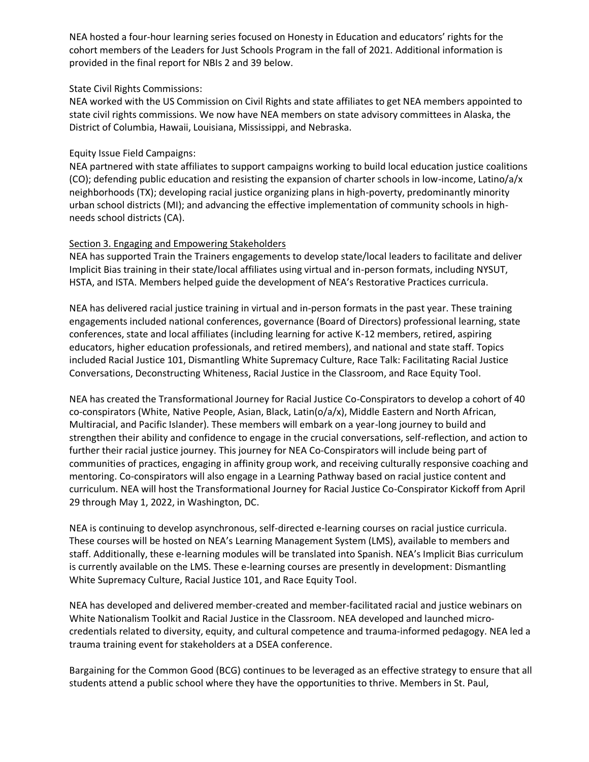NEA hosted a four-hour learning series focused on Honesty in Education and educators' rights for the cohort members of the Leaders for Just Schools Program in the fall of 2021. Additional information is provided in the final report for NBIs 2 and 39 below.

State Civil Rights Commissions:
NEA worked with the US Commission on Civil Rights and state affiliates to get NEA members appointed to state civil rights commissions. We now have NEA members on state advisory committees in Alaska, the District of Columbia, Hawaii, Louisiana, Mississippi, and Nebraska.

Equity Issue Field Campaigns:
NEA partnered with state affiliates to support campaigns working to build local education justice coalitions (CO); defending public education and resisting the expansion of charter schools in low-income, Latino/a/x neighborhoods (TX); developing racial justice organizing plans in high-poverty, predominantly minority urban school districts (MI); and advancing the effective implementation of community schools in high-needs school districts (CA).

Section 3. Engaging and Empowering Stakeholders

NEA has supported Train the Trainers engagements to develop state/local leaders to facilitate and deliver Implicit Bias training in their state/local affiliates using virtual and in-person formats, including NYSUT, HSTA, and ISTA. Members helped guide the development of NEA's Restorative Practices curricula.

NEA has delivered racial justice training in virtual and in-person formats in the past year. These training engagements included national conferences, governance (Board of Directors) professional learning, state conferences, state and local affiliates (including learning for active K-12 members, retired, aspiring educators, higher education professionals, and retired members), and national and state staff. Topics included Racial Justice 101, Dismantling White Supremacy Culture, Race Talk: Facilitating Racial Justice Conversations, Deconstructing Whiteness, Racial Justice in the Classroom, and Race Equity Tool.

NEA has created the Transformational Journey for Racial Justice Co-Conspirators to develop a cohort of 40 co-conspirators (White, Native People, Asian, Black, Latin(o/a/x), Middle Eastern and North African, Multiracial, and Pacific Islander). These members will embark on a year-long journey to build and strengthen their ability and confidence to engage in the crucial conversations, self-reflection, and action to further their racial justice journey. This journey for NEA Co-Conspirators will include being part of communities of practices, engaging in affinity group work, and receiving culturally responsive coaching and mentoring. Co-conspirators will also engage in a Learning Pathway based on racial justice content and curriculum. NEA will host the Transformational Journey for Racial Justice Co-Conspirator Kickoff from April 29 through May 1, 2022, in Washington, DC.

NEA is continuing to develop asynchronous, self-directed e-learning courses on racial justice curricula. These courses will be hosted on NEA's Learning Management System (LMS), available to members and staff. Additionally, these e-learning modules will be translated into Spanish. NEA's Implicit Bias curriculum is currently available on the LMS. These e-learning courses are presently in development: Dismantling White Supremacy Culture, Racial Justice 101, and Race Equity Tool.

NEA has developed and delivered member-created and member-facilitated racial and justice webinars on White Nationalism Toolkit and Racial Justice in the Classroom. NEA developed and launched micro-credentials related to diversity, equity, and cultural competence and trauma-informed pedagogy. NEA led a trauma training event for stakeholders at a DSEA conference.

Bargaining for the Common Good (BCG) continues to be leveraged as an effective strategy to ensure that all students attend a public school where they have the opportunities to thrive. Members in St. Paul,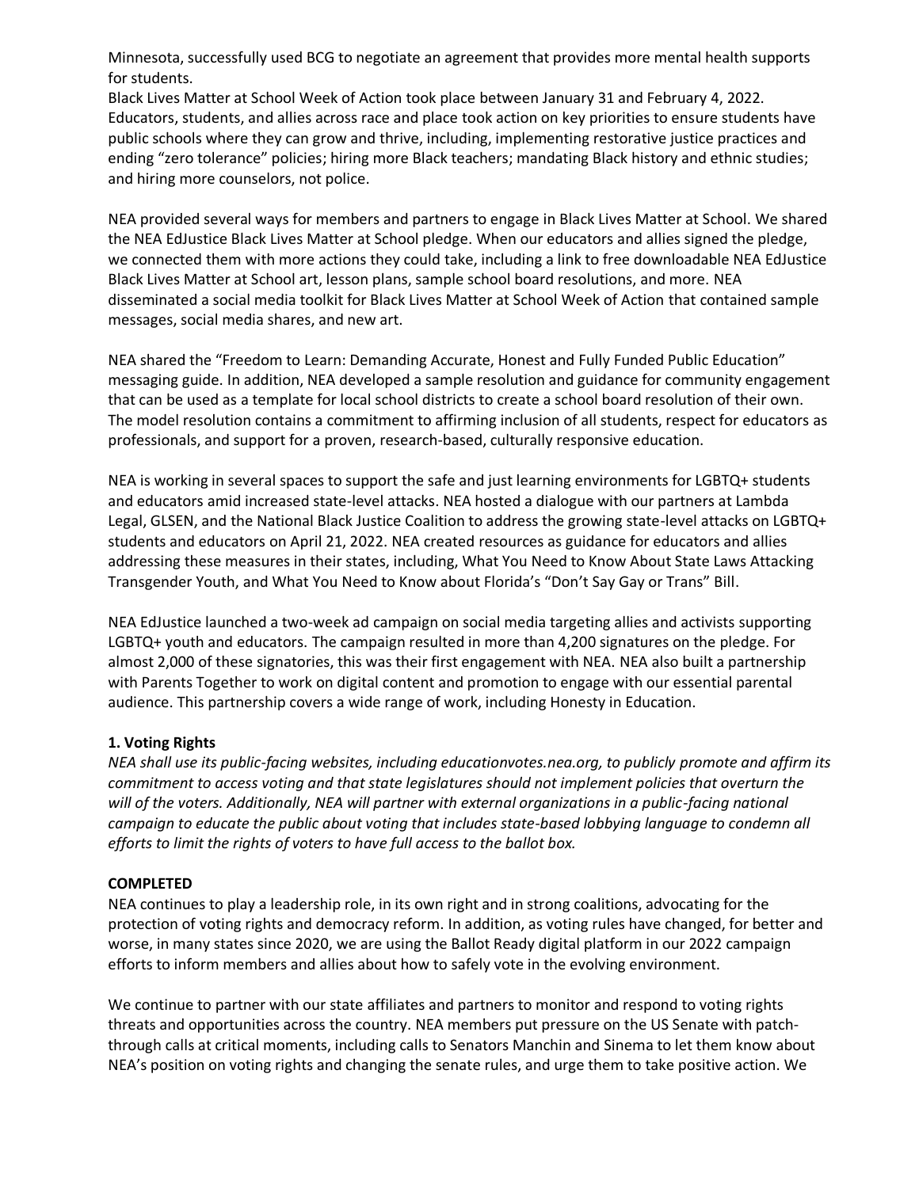Minnesota, successfully used BCG to negotiate an agreement that provides more mental health supports for students.

Black Lives Matter at School Week of Action took place between January 31 and February 4, 2022. Educators, students, and allies across race and place took action on key priorities to ensure students have public schools where they can grow and thrive, including, implementing restorative justice practices and ending "zero tolerance" policies; hiring more Black teachers; mandating Black history and ethnic studies; and hiring more counselors, not police.

NEA provided several ways for members and partners to engage in Black Lives Matter at School. We shared the NEA EdJustice Black Lives Matter at School pledge. When our educators and allies signed the pledge, we connected them with more actions they could take, including a link to free downloadable NEA EdJustice Black Lives Matter at School art, lesson plans, sample school board resolutions, and more. NEA disseminated a social media toolkit for Black Lives Matter at School Week of Action that contained sample messages, social media shares, and new art.

NEA shared the "Freedom to Learn: Demanding Accurate, Honest and Fully Funded Public Education" messaging guide. In addition, NEA developed a sample resolution and guidance for community engagement that can be used as a template for local school districts to create a school board resolution of their own. The model resolution contains a commitment to affirming inclusion of all students, respect for educators as professionals, and support for a proven, research-based, culturally responsive education.

NEA is working in several spaces to support the safe and just learning environments for LGBTQ+ students and educators amid increased state-level attacks. NEA hosted a dialogue with our partners at Lambda Legal, GLSEN, and the National Black Justice Coalition to address the growing state-level attacks on LGBTQ+ students and educators on April 21, 2022. NEA created resources as guidance for educators and allies addressing these measures in their states, including, What You Need to Know About State Laws Attacking Transgender Youth, and What You Need to Know about Florida's "Don't Say Gay or Trans" Bill.

NEA EdJustice launched a two-week ad campaign on social media targeting allies and activists supporting LGBTQ+ youth and educators. The campaign resulted in more than 4,200 signatures on the pledge. For almost 2,000 of these signatories, this was their first engagement with NEA. NEA also built a partnership with Parents Together to work on digital content and promotion to engage with our essential parental audience. This partnership covers a wide range of work, including Honesty in Education.

**1. Voting Rights**

*NEA shall use its public-facing websites, including educationvotes.nea.org, to publicly promote and affirm its commitment to access voting and that state legislatures should not implement policies that overturn the will of the voters. Additionally, NEA will partner with external organizations in a public-facing national campaign to educate the public about voting that includes state-based lobbying language to condemn all efforts to limit the rights of voters to have full access to the ballot box.*

**COMPLETED**

NEA continues to play a leadership role, in its own right and in strong coalitions, advocating for the protection of voting rights and democracy reform. In addition, as voting rules have changed, for better and worse, in many states since 2020, we are using the Ballot Ready digital platform in our 2022 campaign efforts to inform members and allies about how to safely vote in the evolving environment.

We continue to partner with our state affiliates and partners to monitor and respond to voting rights threats and opportunities across the country. NEA members put pressure on the US Senate with patch-through calls at critical moments, including calls to Senators Manchin and Sinema to let them know about NEA's position on voting rights and changing the senate rules, and urge them to take positive action. We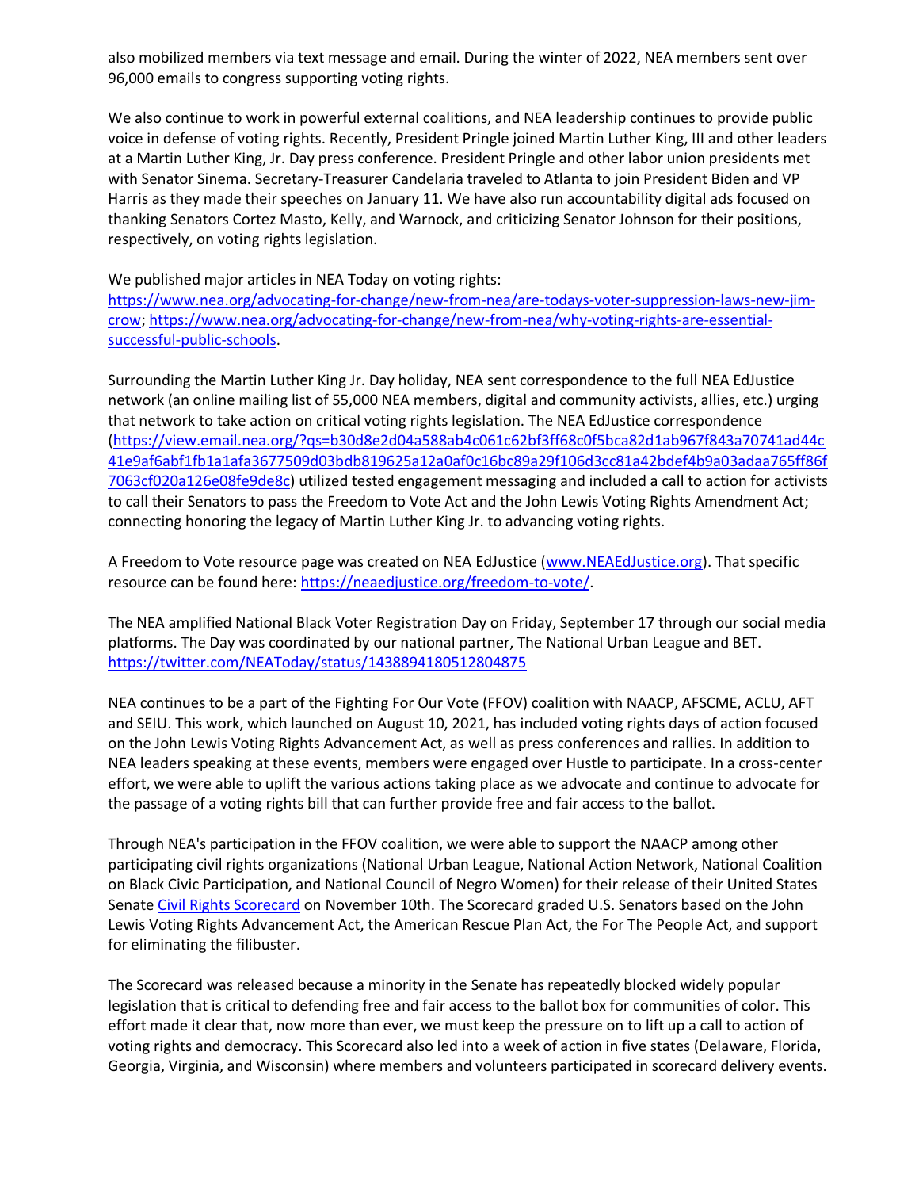also mobilized members via text message and email. During the winter of 2022, NEA members sent over 96,000 emails to congress supporting voting rights.

We also continue to work in powerful external coalitions, and NEA leadership continues to provide public voice in defense of voting rights. Recently, President Pringle joined Martin Luther King, III and other leaders at a Martin Luther King, Jr. Day press conference. President Pringle and other labor union presidents met with Senator Sinema. Secretary-Treasurer Candelaria traveled to Atlanta to join President Biden and VP Harris as they made their speeches on January 11. We have also run accountability digital ads focused on thanking Senators Cortez Masto, Kelly, and Warnock, and criticizing Senator Johnson for their positions, respectively, on voting rights legislation.

We published major articles in NEA Today on voting rights: [https://www.nea.org/advocating-for-change/new-from-nea/are-todays-voter-suppression-laws-new-jim-crow](https://www.nea.org/advocating-for-change/new-from-nea/are-todays-voter-suppression-laws-new-jim-crow); [https://www.nea.org/advocating-for-change/new-from-nea/why-voting-rights-are-essential-successful-public-schools](https://www.nea.org/advocating-for-change/new-from-nea/why-voting-rights-are-essential-successful-public-schools).

Surrounding the Martin Luther King Jr. Day holiday, NEA sent correspondence to the full NEA EdJustice network (an online mailing list of 55,000 NEA members, digital and community activists, allies, etc.) urging that network to take action on critical voting rights legislation. The NEA EdJustice correspondence ([https://view.email.nea.org/?qs=b30d8e2d04a588ab4c061c62bf3ff68c0f5bca82d1ab967f843a70741ad44c41e9af6abf1fb1a1afa3677509d03bdb819625a12a0af0c16bc89a29f106d3cc81a42bdef4b9a03adaa765ff86f7063cf020a126e08fe9de8c](https://view.email.nea.org/?qs=b30d8e2d04a588ab4c061c62bf3ff68c0f5bca82d1ab967f843a70741ad44c41e9af6abf1fb1a1afa3677509d03bdb819625a12a0af0c16bc89a29f106d3cc81a42bdef4b9a03adaa765ff86f7063cf020a126e08fe9de8c)) utilized tested engagement messaging and included a call to action for activists to call their Senators to pass the Freedom to Vote Act and the John Lewis Voting Rights Amendment Act; connecting honoring the legacy of Martin Luther King Jr. to advancing voting rights.

A Freedom to Vote resource page was created on NEA EdJustice ([www.NEAEdJustice.org](www.NEAEdJustice.org)). That specific resource can be found here: [https://neaedjustice.org/freedom-to-vote/](https://neaedjustice.org/freedom-to-vote/).

The NEA amplified National Black Voter Registration Day on Friday, September 17 through our social media platforms. The Day was coordinated by our national partner, The National Urban League and BET. [https://twitter.com/NEAToday/status/1438894180512804875](https://twitter.com/NEAToday/status/1438894180512804875)

NEA continues to be a part of the Fighting For Our Vote (FFOV) coalition with NAACP, AFSCME, ACLU, AFT and SEIU. This work, which launched on August 10, 2021, has included voting rights days of action focused on the John Lewis Voting Rights Advancement Act, as well as press conferences and rallies. In addition to NEA leaders speaking at these events, members were engaged over Hustle to participate. In a cross-center effort, we were able to uplift the various actions taking place as we advocate and continue to advocate for the passage of a voting rights bill that can further provide free and fair access to the ballot.

Through NEA's participation in the FFOV coalition, we were able to support the NAACP among other participating civil rights organizations (National Urban League, National Action Network, National Coalition on Black Civic Participation, and National Council of Negro Women) for their release of their United States Senate Civil Rights Scorecard on November 10th. The Scorecard graded U.S. Senators based on the John Lewis Voting Rights Advancement Act, the American Rescue Plan Act, the For The People Act, and support for eliminating the filibuster.

The Scorecard was released because a minority in the Senate has repeatedly blocked widely popular legislation that is critical to defending free and fair access to the ballot box for communities of color. This effort made it clear that, now more than ever, we must keep the pressure on to lift up a call to action of voting rights and democracy. This Scorecard also led into a week of action in five states (Delaware, Florida, Georgia, Virginia, and Wisconsin) where members and volunteers participated in scorecard delivery events.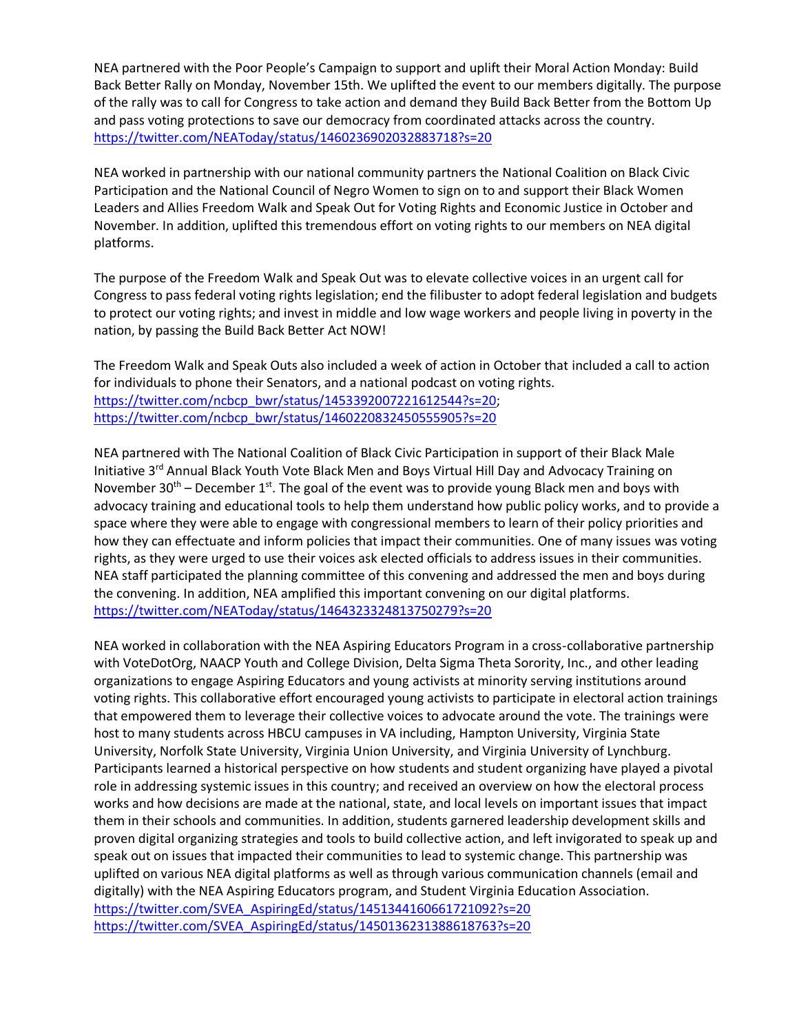NEA partnered with the Poor People's Campaign to support and uplift their Moral Action Monday: Build Back Better Rally on Monday, November 15th. We uplifted the event to our members digitally. The purpose of the rally was to call for Congress to take action and demand they Build Back Better from the Bottom Up and pass voting protections to save our democracy from coordinated attacks across the country. https://twitter.com/NEAToday/status/1460236902032883718?s=20

NEA worked in partnership with our national community partners the National Coalition on Black Civic Participation and the National Council of Negro Women to sign on to and support their Black Women Leaders and Allies Freedom Walk and Speak Out for Voting Rights and Economic Justice in October and November. In addition, uplifted this tremendous effort on voting rights to our members on NEA digital platforms.

The purpose of the Freedom Walk and Speak Out was to elevate collective voices in an urgent call for Congress to pass federal voting rights legislation; end the filibuster to adopt federal legislation and budgets to protect our voting rights; and invest in middle and low wage workers and people living in poverty in the nation, by passing the Build Back Better Act NOW!

The Freedom Walk and Speak Outs also included a week of action in October that included a call to action for individuals to phone their Senators, and a national podcast on voting rights. https://twitter.com/ncbcp_bwr/status/1453392007221612544?s=20; https://twitter.com/ncbcp_bwr/status/1460220832450555905?s=20

NEA partnered with The National Coalition of Black Civic Participation in support of their Black Male Initiative 3rd Annual Black Youth Vote Black Men and Boys Virtual Hill Day and Advocacy Training on November 30th – December 1st. The goal of the event was to provide young Black men and boys with advocacy training and educational tools to help them understand how public policy works, and to provide a space where they were able to engage with congressional members to learn of their policy priorities and how they can effectuate and inform policies that impact their communities. One of many issues was voting rights, as they were urged to use their voices ask elected officials to address issues in their communities. NEA staff participated the planning committee of this convening and addressed the men and boys during the convening. In addition, NEA amplified this important convening on our digital platforms. https://twitter.com/NEAToday/status/1464323324813750279?s=20

NEA worked in collaboration with the NEA Aspiring Educators Program in a cross-collaborative partnership with VoteDotOrg, NAACP Youth and College Division, Delta Sigma Theta Sorority, Inc., and other leading organizations to engage Aspiring Educators and young activists at minority serving institutions around voting rights. This collaborative effort encouraged young activists to participate in electoral action trainings that empowered them to leverage their collective voices to advocate around the vote. The trainings were host to many students across HBCU campuses in VA including, Hampton University, Virginia State University, Norfolk State University, Virginia Union University, and Virginia University of Lynchburg. Participants learned a historical perspective on how students and student organizing have played a pivotal role in addressing systemic issues in this country; and received an overview on how the electoral process works and how decisions are made at the national, state, and local levels on important issues that impact them in their schools and communities. In addition, students garnered leadership development skills and proven digital organizing strategies and tools to build collective action, and left invigorated to speak up and speak out on issues that impacted their communities to lead to systemic change. This partnership was uplifted on various NEA digital platforms as well as through various communication channels (email and digitally) with the NEA Aspiring Educators program, and Student Virginia Education Association. https://twitter.com/SVEA_AspiringEd/status/1451344160661721092?s=20 https://twitter.com/SVEA_AspiringEd/status/1450136231388618763?s=20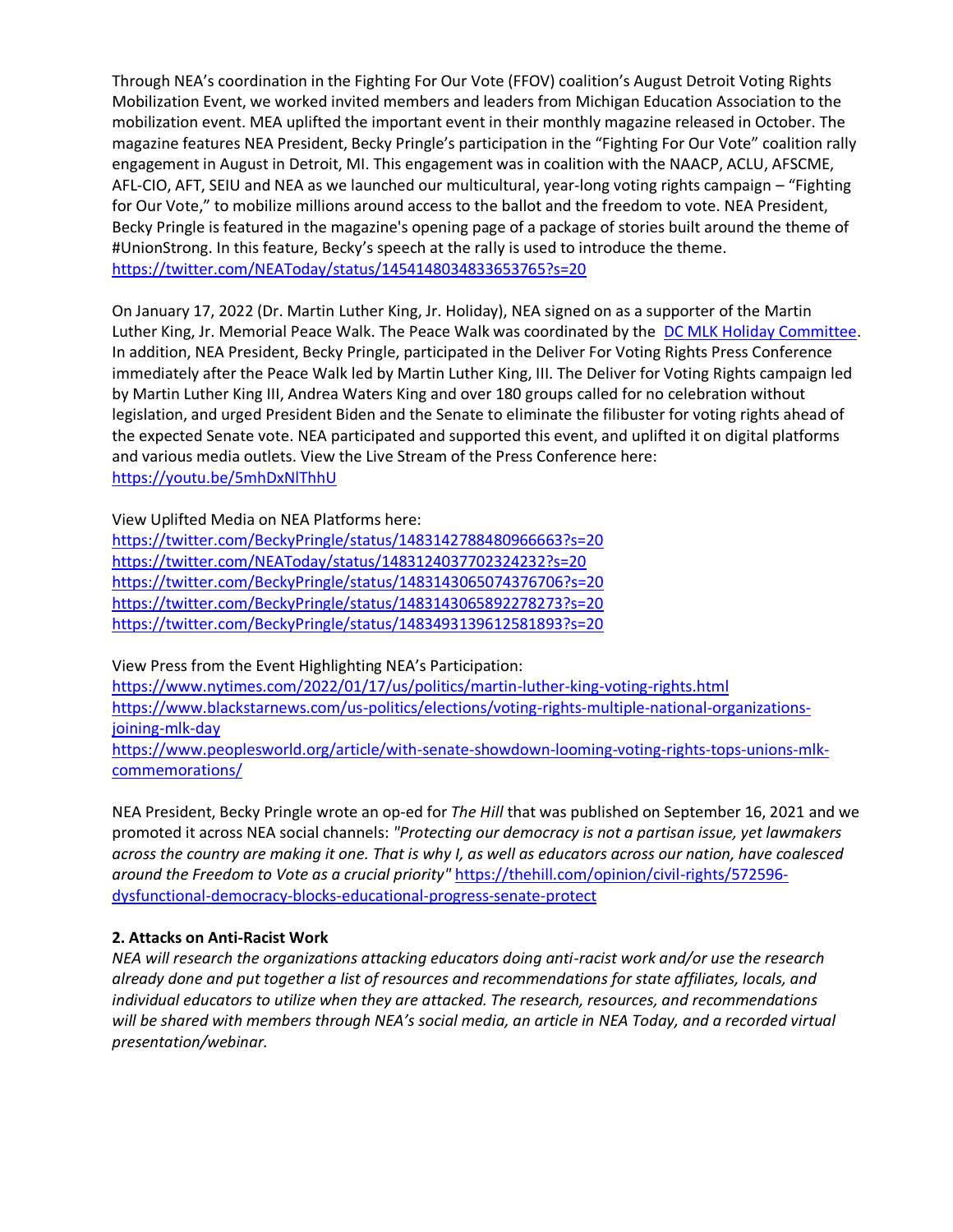Through NEA's coordination in the Fighting For Our Vote (FFOV) coalition's August Detroit Voting Rights Mobilization Event, we worked invited members and leaders from Michigan Education Association to the mobilization event. MEA uplifted the important event in their monthly magazine released in October. The magazine features NEA President, Becky Pringle's participation in the "Fighting For Our Vote" coalition rally engagement in August in Detroit, MI. This engagement was in coalition with the NAACP, ACLU, AFSCME, AFL-CIO, AFT, SEIU and NEA as we launched our multicultural, year-long voting rights campaign – "Fighting for Our Vote," to mobilize millions around access to the ballot and the freedom to vote. NEA President, Becky Pringle is featured in the magazine's opening page of a package of stories built around the theme of #UnionStrong. In this feature, Becky's speech at the rally is used to introduce the theme. https://twitter.com/NEAToday/status/1454148034833653765?s=20

On January 17, 2022 (Dr. Martin Luther King, Jr. Holiday), NEA signed on as a supporter of the Martin Luther King, Jr. Memorial Peace Walk. The Peace Walk was coordinated by the DC MLK Holiday Committee. In addition, NEA President, Becky Pringle, participated in the Deliver For Voting Rights Press Conference immediately after the Peace Walk led by Martin Luther King, III. The Deliver for Voting Rights campaign led by Martin Luther King III, Andrea Waters King and over 180 groups called for no celebration without legislation, and urged President Biden and the Senate to eliminate the filibuster for voting rights ahead of the expected Senate vote. NEA participated and supported this event, and uplifted it on digital platforms and various media outlets. View the Live Stream of the Press Conference here: https://youtu.be/5mhDxNlThhU

View Uplifted Media on NEA Platforms here:
https://twitter.com/BeckyPringle/status/1483142788480966663?s=20
https://twitter.com/NEAToday/status/1483124037702324232?s=20
https://twitter.com/BeckyPringle/status/1483143065074376706?s=20
https://twitter.com/BeckyPringle/status/1483143065892278273?s=20
https://twitter.com/BeckyPringle/status/1483493139612581893?s=20

View Press from the Event Highlighting NEA's Participation:
https://www.nytimes.com/2022/01/17/us/politics/martin-luther-king-voting-rights.html
https://www.blackstarnews.com/us-politics/elections/voting-rights-multiple-national-organizations-joining-mlk-day
https://www.peoplesworld.org/article/with-senate-showdown-looming-voting-rights-tops-unions-mlk-commemorations/

NEA President, Becky Pringle wrote an op-ed for *The Hill* that was published on September 16, 2021 and we promoted it across NEA social channels: *"Protecting our democracy is not a partisan issue, yet lawmakers across the country are making it one. That is why I, as well as educators across our nation, have coalesced around the Freedom to Vote as a crucial priority"* https://thehill.com/opinion/civil-rights/572596-dysfunctional-democracy-blocks-educational-progress-senate-protect

**2. Attacks on Anti-Racist Work**

*NEA will research the organizations attacking educators doing anti-racist work and/or use the research already done and put together a list of resources and recommendations for state affiliates, locals, and individual educators to utilize when they are attacked. The research, resources, and recommendations will be shared with members through NEA's social media, an article in NEA Today, and a recorded virtual presentation/webinar.*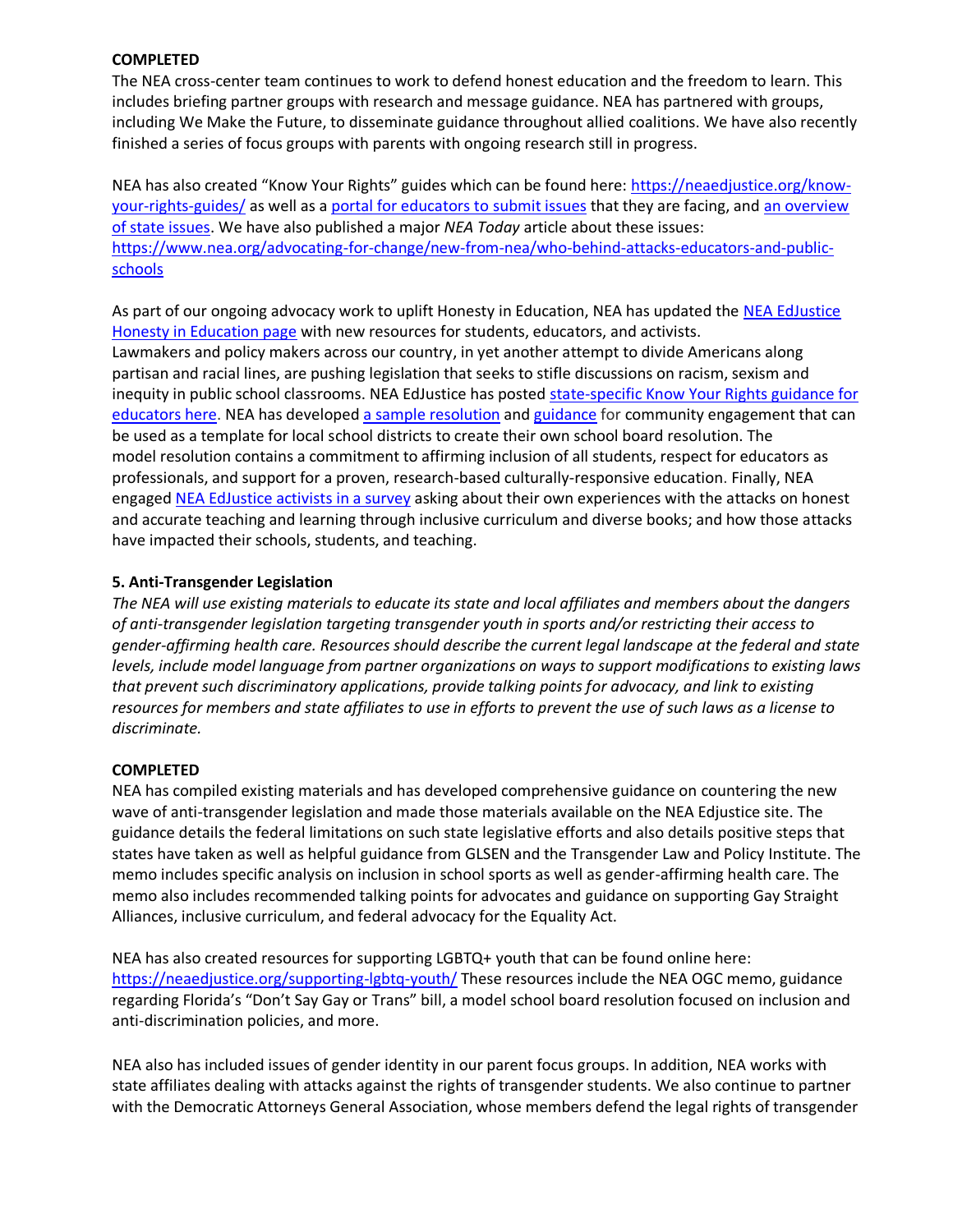**COMPLETED**

The NEA cross-center team continues to work to defend honest education and the freedom to learn. This includes briefing partner groups with research and message guidance. NEA has partnered with groups, including We Make the Future, to disseminate guidance throughout allied coalitions. We have also recently finished a series of focus groups with parents with ongoing research still in progress.

NEA has also created "Know Your Rights" guides which can be found here: https://neaedjustice.org/know-your-rights-guides/ as well as a portal for educators to submit issues that they are facing, and an overview of state issues. We have also published a major *NEA Today* article about these issues: https://www.nea.org/advocating-for-change/new-from-nea/who-behind-attacks-educators-and-public-schools

As part of our ongoing advocacy work to uplift Honesty in Education, NEA has updated the NEA EdJustice Honesty in Education page with new resources for students, educators, and activists. Lawmakers and policy makers across our country, in yet another attempt to divide Americans along partisan and racial lines, are pushing legislation that seeks to stifle discussions on racism, sexism and inequity in public school classrooms. NEA EdJustice has posted state-specific Know Your Rights guidance for educators here. NEA has developed a sample resolution and guidance for community engagement that can be used as a template for local school districts to create their own school board resolution. The model resolution contains a commitment to affirming inclusion of all students, respect for educators as professionals, and support for a proven, research-based culturally-responsive education. Finally, NEA engaged NEA EdJustice activists in a survey asking about their own experiences with the attacks on honest and accurate teaching and learning through inclusive curriculum and diverse books; and how those attacks have impacted their schools, students, and teaching.

**5. Anti-Transgender Legislation**

*The NEA will use existing materials to educate its state and local affiliates and members about the dangers of anti-transgender legislation targeting transgender youth in sports and/or restricting their access to gender-affirming health care. Resources should describe the current legal landscape at the federal and state levels, include model language from partner organizations on ways to support modifications to existing laws that prevent such discriminatory applications, provide talking points for advocacy, and link to existing resources for members and state affiliates to use in efforts to prevent the use of such laws as a license to discriminate.*

**COMPLETED**

NEA has compiled existing materials and has developed comprehensive guidance on countering the new wave of anti-transgender legislation and made those materials available on the NEA Edjustice site. The guidance details the federal limitations on such state legislative efforts and also details positive steps that states have taken as well as helpful guidance from GLSEN and the Transgender Law and Policy Institute. The memo includes specific analysis on inclusion in school sports as well as gender-affirming health care. The memo also includes recommended talking points for advocates and guidance on supporting Gay Straight Alliances, inclusive curriculum, and federal advocacy for the Equality Act.

NEA has also created resources for supporting LGBTQ+ youth that can be found online here: https://neaedjustice.org/supporting-lgbtq-youth/ These resources include the NEA OGC memo, guidance regarding Florida's "Don't Say Gay or Trans" bill, a model school board resolution focused on inclusion and anti-discrimination policies, and more.

NEA also has included issues of gender identity in our parent focus groups. In addition, NEA works with state affiliates dealing with attacks against the rights of transgender students. We also continue to partner with the Democratic Attorneys General Association, whose members defend the legal rights of transgender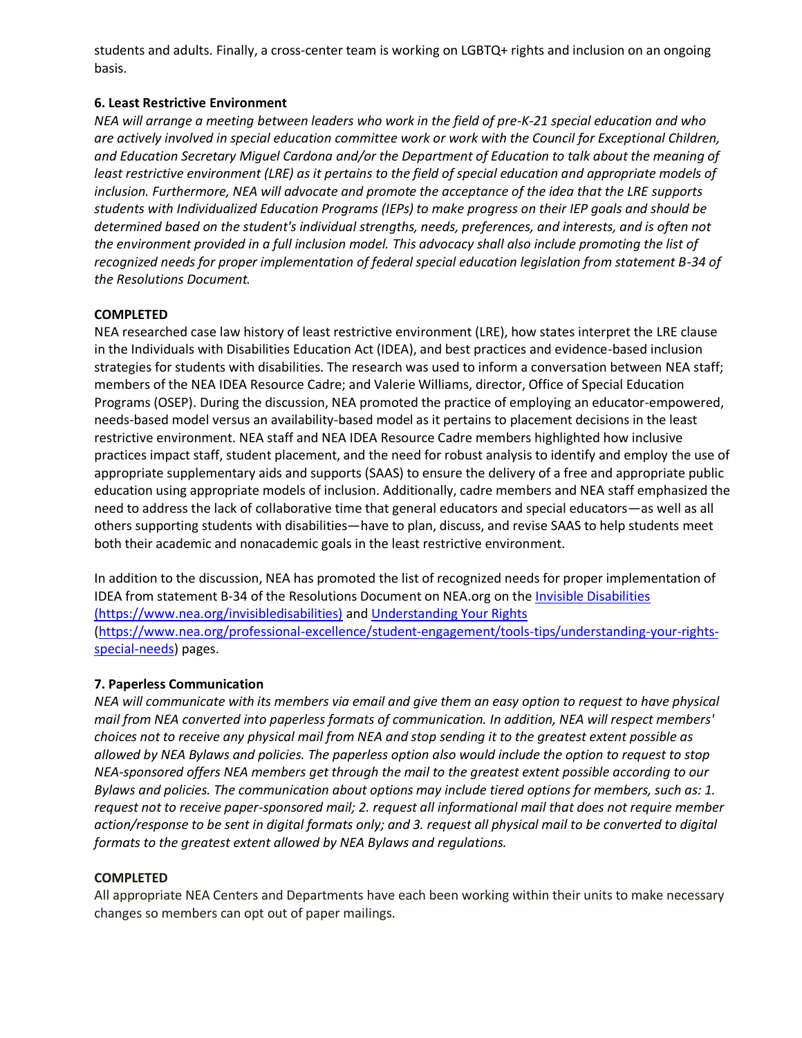students and adults. Finally, a cross-center team is working on LGBTQ+ rights and inclusion on an ongoing basis.

**6. Least Restrictive Environment**

*NEA will arrange a meeting between leaders who work in the field of pre-K-21 special education and who are actively involved in special education committee work or work with the Council for Exceptional Children, and Education Secretary Miguel Cardona and/or the Department of Education to talk about the meaning of least restrictive environment (LRE) as it pertains to the field of special education and appropriate models of inclusion. Furthermore, NEA will advocate and promote the acceptance of the idea that the LRE supports students with Individualized Education Programs (IEPs) to make progress on their IEP goals and should be determined based on the student's individual strengths, needs, preferences, and interests, and is often not the environment provided in a full inclusion model. This advocacy shall also include promoting the list of recognized needs for proper implementation of federal special education legislation from statement B-34 of the Resolutions Document.*

**COMPLETED**

NEA researched case law history of least restrictive environment (LRE), how states interpret the LRE clause in the Individuals with Disabilities Education Act (IDEA), and best practices and evidence-based inclusion strategies for students with disabilities. The research was used to inform a conversation between NEA staff; members of the NEA IDEA Resource Cadre; and Valerie Williams, director, Office of Special Education Programs (OSEP). During the discussion, NEA promoted the practice of employing an educator-empowered, needs-based model versus an availability-based model as it pertains to placement decisions in the least restrictive environment. NEA staff and NEA IDEA Resource Cadre members highlighted how inclusive practices impact staff, student placement, and the need for robust analysis to identify and employ the use of appropriate supplementary aids and supports (SAAS) to ensure the delivery of a free and appropriate public education using appropriate models of inclusion. Additionally, cadre members and NEA staff emphasized the need to address the lack of collaborative time that general educators and special educators—as well as all others supporting students with disabilities—have to plan, discuss, and revise SAAS to help students meet both their academic and nonacademic goals in the least restrictive environment.

In addition to the discussion, NEA has promoted the list of recognized needs for proper implementation of IDEA from statement B-34 of the Resolutions Document on NEA.org on the [Invisible Disabilities (https://www.nea.org/invisibledisabilities)](https://www.nea.org/invisibledisabilities) and [Understanding Your Rights](https://www.nea.org/professional-excellence/student-engagement/tools-tips/understanding-your-rights-special-needs) ([https://www.nea.org/professional-excellence/student-engagement/tools-tips/understanding-your-rights-special-needs](https://www.nea.org/professional-excellence/student-engagement/tools-tips/understanding-your-rights-special-needs)) pages.

**7. Paperless Communication**

*NEA will communicate with its members via email and give them an easy option to request to have physical mail from NEA converted into paperless formats of communication. In addition, NEA will respect members' choices not to receive any physical mail from NEA and stop sending it to the greatest extent possible as allowed by NEA Bylaws and policies. The paperless option also would include the option to request to stop NEA-sponsored offers NEA members get through the mail to the greatest extent possible according to our Bylaws and policies. The communication about options may include tiered options for members, such as: 1. request not to receive paper-sponsored mail; 2. request all informational mail that does not require member action/response to be sent in digital formats only; and 3. request all physical mail to be converted to digital formats to the greatest extent allowed by NEA Bylaws and regulations.*

**COMPLETED**

All appropriate NEA Centers and Departments have each been working within their units to make necessary changes so members can opt out of paper mailings.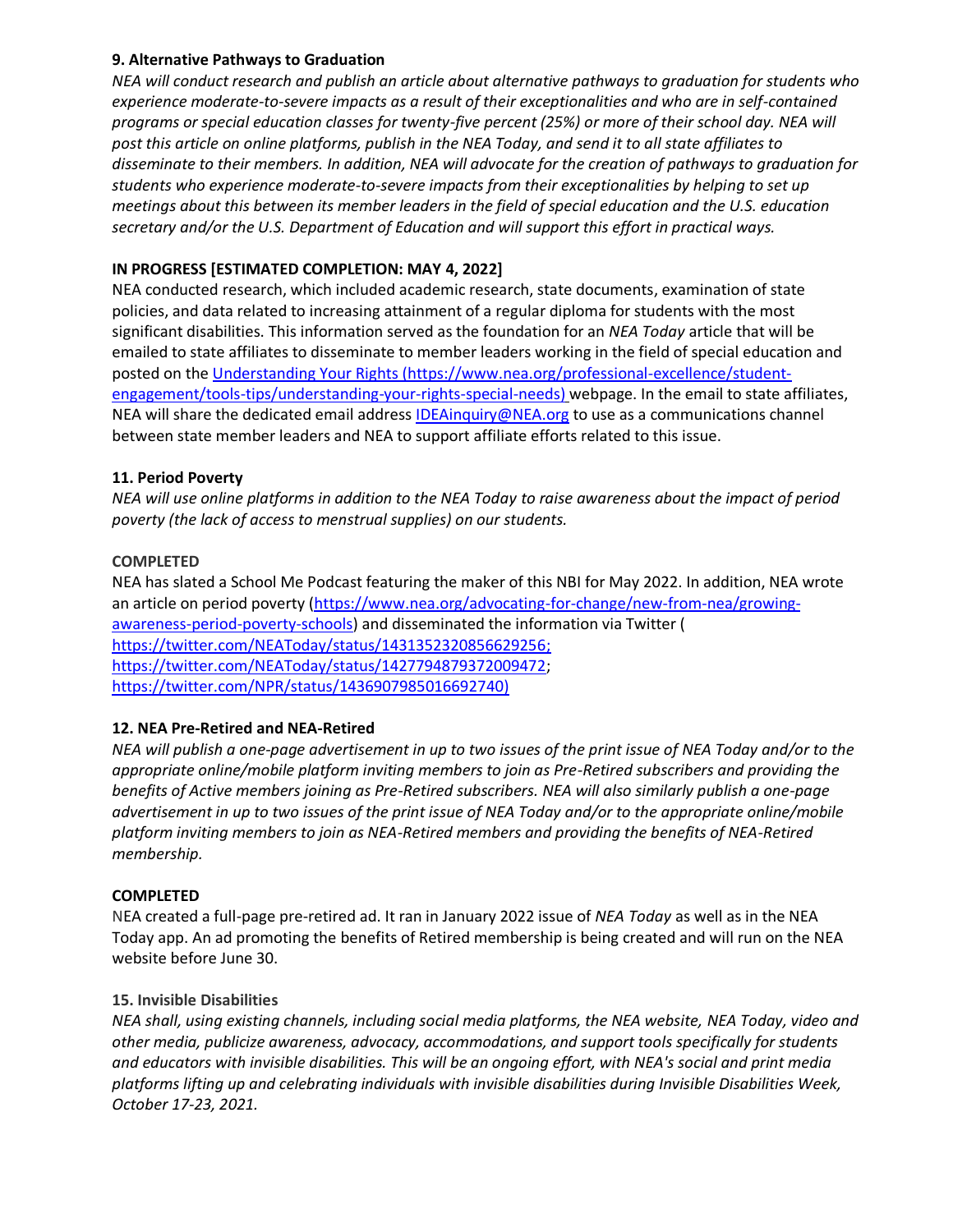**9. Alternative Pathways to Graduation**

*NEA will conduct research and publish an article about alternative pathways to graduation for students who experience moderate-to-severe impacts as a result of their exceptionalities and who are in self-contained programs or special education classes for twenty-five percent (25%) or more of their school day. NEA will post this article on online platforms, publish in the NEA Today, and send it to all state affiliates to disseminate to their members. In addition, NEA will advocate for the creation of pathways to graduation for students who experience moderate-to-severe impacts from their exceptionalities by helping to set up meetings about this between its member leaders in the field of special education and the U.S. education secretary and/or the U.S. Department of Education and will support this effort in practical ways.*

**IN PROGRESS [ESTIMATED COMPLETION: MAY 4, 2022]**

NEA conducted research, which included academic research, state documents, examination of state policies, and data related to increasing attainment of a regular diploma for students with the most significant disabilities. This information served as the foundation for an *NEA Today* article that will be emailed to state affiliates to disseminate to member leaders working in the field of special education and posted on the [Understanding Your Rights (https://www.nea.org/professional-excellence/student-engagement/tools-tips/understanding-your-rights-special-needs)](https://www.nea.org/professional-excellence/student-engagement/tools-tips/understanding-your-rights-special-needs) webpage. In the email to state affiliates, NEA will share the dedicated email address [IDEAinquiry@NEA.org](mailto:IDEAinquiry@NEA.org) to use as a communications channel between state member leaders and NEA to support affiliate efforts related to this issue.

**11. Period Poverty**

*NEA will use online platforms in addition to the NEA Today to raise awareness about the impact of period poverty (the lack of access to menstrual supplies) on our students.*

**COMPLETED**

NEA has slated a School Me Podcast featuring the maker of this NBI for May 2022. In addition, NEA wrote an article on period poverty ([https://www.nea.org/advocating-for-change/new-from-nea/growing-awareness-period-poverty-schools](https://www.nea.org/advocating-for-change/new-from-nea/growing-awareness-period-poverty-schools)) and disseminated the information via Twitter ( [https://twitter.com/NEAToday/status/1431352320856629256](https://twitter.com/NEAToday/status/1431352320856629256); [https://twitter.com/NEAToday/status/1427794879372009472](https://twitter.com/NEAToday/status/1427794879372009472); [https://twitter.com/NPR/status/1436907985016692740](https://twitter.com/NPR/status/1436907985016692740))

**12. NEA Pre-Retired and NEA-Retired**

*NEA will publish a one-page advertisement in up to two issues of the print issue of NEA Today and/or to the appropriate online/mobile platform inviting members to join as Pre-Retired subscribers and providing the benefits of Active members joining as Pre-Retired subscribers. NEA will also similarly publish a one-page advertisement in up to two issues of the print issue of NEA Today and/or to the appropriate online/mobile platform inviting members to join as NEA-Retired members and providing the benefits of NEA-Retired membership.*

**COMPLETED**

NEA created a full-page pre-retired ad. It ran in January 2022 issue of *NEA Today* as well as in the NEA Today app. An ad promoting the benefits of Retired membership is being created and will run on the NEA website before June 30.

**15. Invisible Disabilities**

*NEA shall, using existing channels, including social media platforms, the NEA website, NEA Today, video and other media, publicize awareness, advocacy, accommodations, and support tools specifically for students and educators with invisible disabilities. This will be an ongoing effort, with NEA's social and print media platforms lifting up and celebrating individuals with invisible disabilities during Invisible Disabilities Week, October 17-23, 2021.*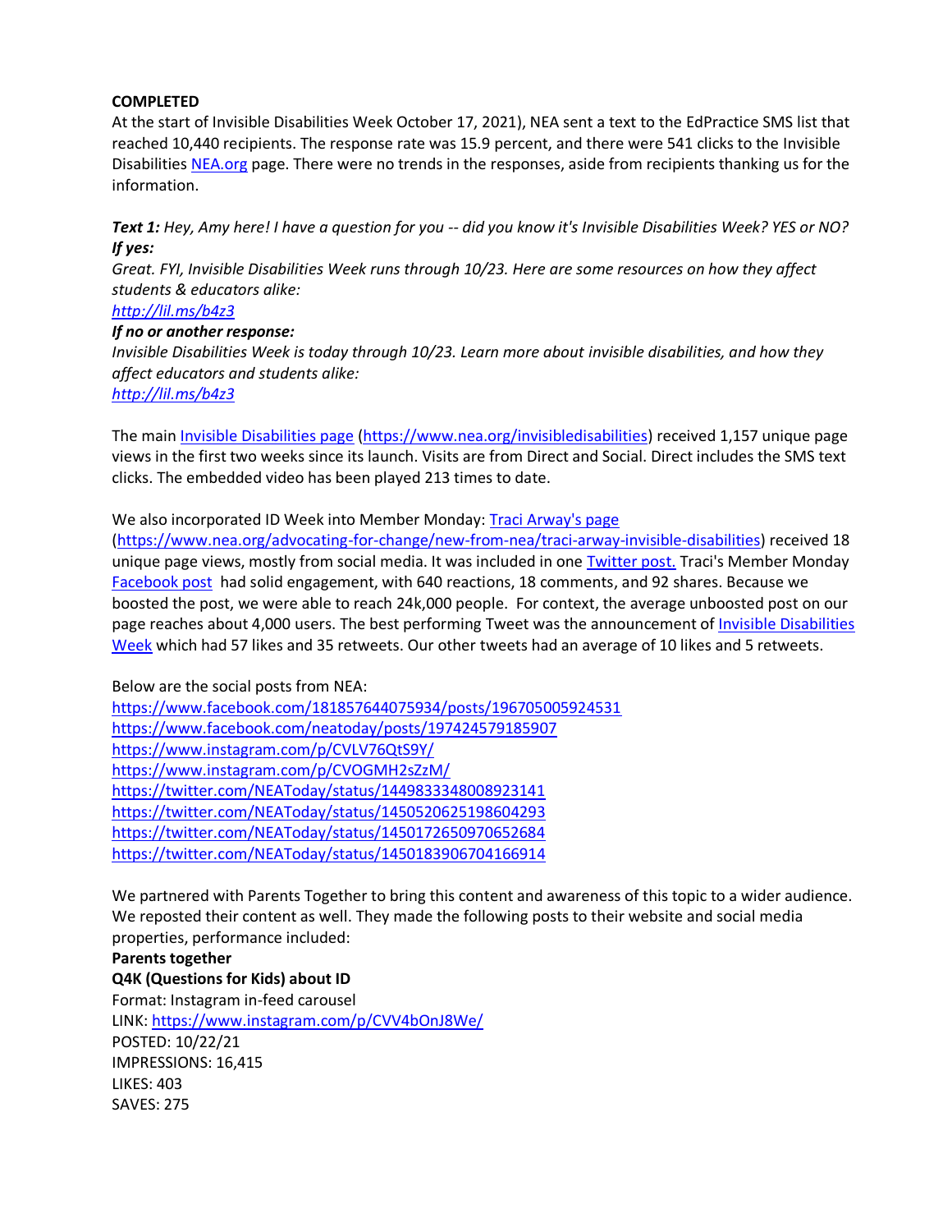**COMPLETED**

At the start of Invisible Disabilities Week October 17, 2021), NEA sent a text to the EdPractice SMS list that reached 10,440 recipients. The response rate was 15.9 percent, and there were 541 clicks to the Invisible Disabilities [NEA.org](NEA.org) page. There were no trends in the responses, aside from recipients thanking us for the information.

***Text 1:*** *Hey, Amy here! I have a question for you -- did you know it's Invisible Disabilities Week? YES or NO?*

***If yes:***

*Great. FYI, Invisible Disabilities Week runs through 10/23. Here are some resources on how they affect students & educators alike:*

*[http://lil.ms/b4z3](http://lil.ms/b4z3)*

***If no or another response:***

*Invisible Disabilities Week is today through 10/23. Learn more about invisible disabilities, and how they affect educators and students alike:*

*[http://lil.ms/b4z3](http://lil.ms/b4z3)*

The main [Invisible Disabilities page](https://www.nea.org/invisibledisabilities) (https://www.nea.org/invisibledisabilities) received 1,157 unique page views in the first two weeks since its launch. Visits are from Direct and Social. Direct includes the SMS text clicks. The embedded video has been played 213 times to date.

We also incorporated ID Week into Member Monday: [Traci Arway's page](https://www.nea.org/advocating-for-change/new-from-nea/traci-arway-invisible-disabilities) (https://www.nea.org/advocating-for-change/new-from-nea/traci-arway-invisible-disabilities) received 18 unique page views, mostly from social media. It was included in one Twitter post. Traci's Member Monday Facebook post had solid engagement, with 640 reactions, 18 comments, and 92 shares. Because we boosted the post, we were able to reach 24k,000 people. For context, the average unboosted post on our page reaches about 4,000 users. The best performing Tweet was the announcement of Invisible Disabilities Week which had 57 likes and 35 retweets. Our other tweets had an average of 10 likes and 5 retweets.

Below are the social posts from NEA:

https://www.facebook.com/181857644075934/posts/196705005924531
https://www.facebook.com/neatoday/posts/197424579185907
https://www.instagram.com/p/CVLV76QtS9Y/
https://www.instagram.com/p/CVOGMH2sZzM/
https://twitter.com/NEAToday/status/1449833348008923141
https://twitter.com/NEAToday/status/1450520625198604293
https://twitter.com/NEAToday/status/1450172650970652684
https://twitter.com/NEAToday/status/1450183906704166914

We partnered with Parents Together to bring this content and awareness of this topic to a wider audience. We reposted their content as well. They made the following posts to their website and social media properties, performance included:

**Parents together**

**Q4K (Questions for Kids) about ID**

Format: Instagram in-feed carousel
LINK: https://www.instagram.com/p/CVV4bOnJ8We/
POSTED: 10/22/21
IMPRESSIONS: 16,415
LIKES: 403
SAVES: 275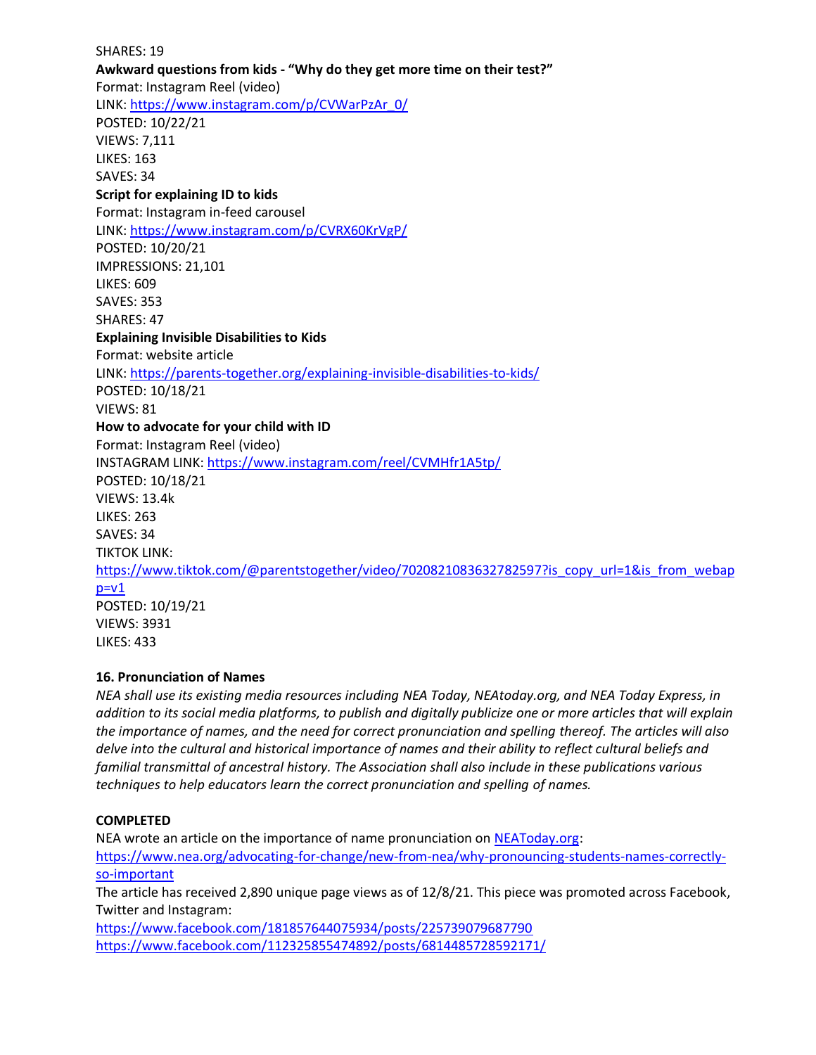SHARES: 19

**Awkward questions from kids - "Why do they get more time on their test?"**
Format: Instagram Reel (video)
LINK: https://www.instagram.com/p/CVWarPzAr_0/
POSTED: 10/22/21
VIEWS: 7,111
LIKES: 163
SAVES: 34

**Script for explaining ID to kids**
Format: Instagram in-feed carousel
LINK: https://www.instagram.com/p/CVRX60KrVgP/
POSTED: 10/20/21
IMPRESSIONS: 21,101
LIKES: 609
SAVES: 353
SHARES: 47

**Explaining Invisible Disabilities to Kids**
Format: website article
LINK: https://parents-together.org/explaining-invisible-disabilities-to-kids/
POSTED: 10/18/21
VIEWS: 81

**How to advocate for your child with ID**
Format: Instagram Reel (video)
INSTAGRAM LINK: https://www.instagram.com/reel/CVMHfr1A5tp/
POSTED: 10/18/21
VIEWS: 13.4k
LIKES: 263
SAVES: 34
TIKTOK LINK:
https://www.tiktok.com/@parentstogether/video/7020821083632782597?is_copy_url=1&is_from_webapp=v1
POSTED: 10/19/21
VIEWS: 3931
LIKES: 433

**16. Pronunciation of Names**

*NEA shall use its existing media resources including NEA Today, NEAtoday.org, and NEA Today Express, in addition to its social media platforms, to publish and digitally publicize one or more articles that will explain the importance of names, and the need for correct pronunciation and spelling thereof. The articles will also delve into the cultural and historical importance of names and their ability to reflect cultural beliefs and familial transmittal of ancestral history. The Association shall also include in these publications various techniques to help educators learn the correct pronunciation and spelling of names.*

**COMPLETED**

NEA wrote an article on the importance of name pronunciation on NEAToday.org:
https://www.nea.org/advocating-for-change/new-from-nea/why-pronouncing-students-names-correctly-so-important
The article has received 2,890 unique page views as of 12/8/21. This piece was promoted across Facebook, Twitter and Instagram:
https://www.facebook.com/181857644075934/posts/225739079687790
https://www.facebook.com/112325855474892/posts/6814485728592171/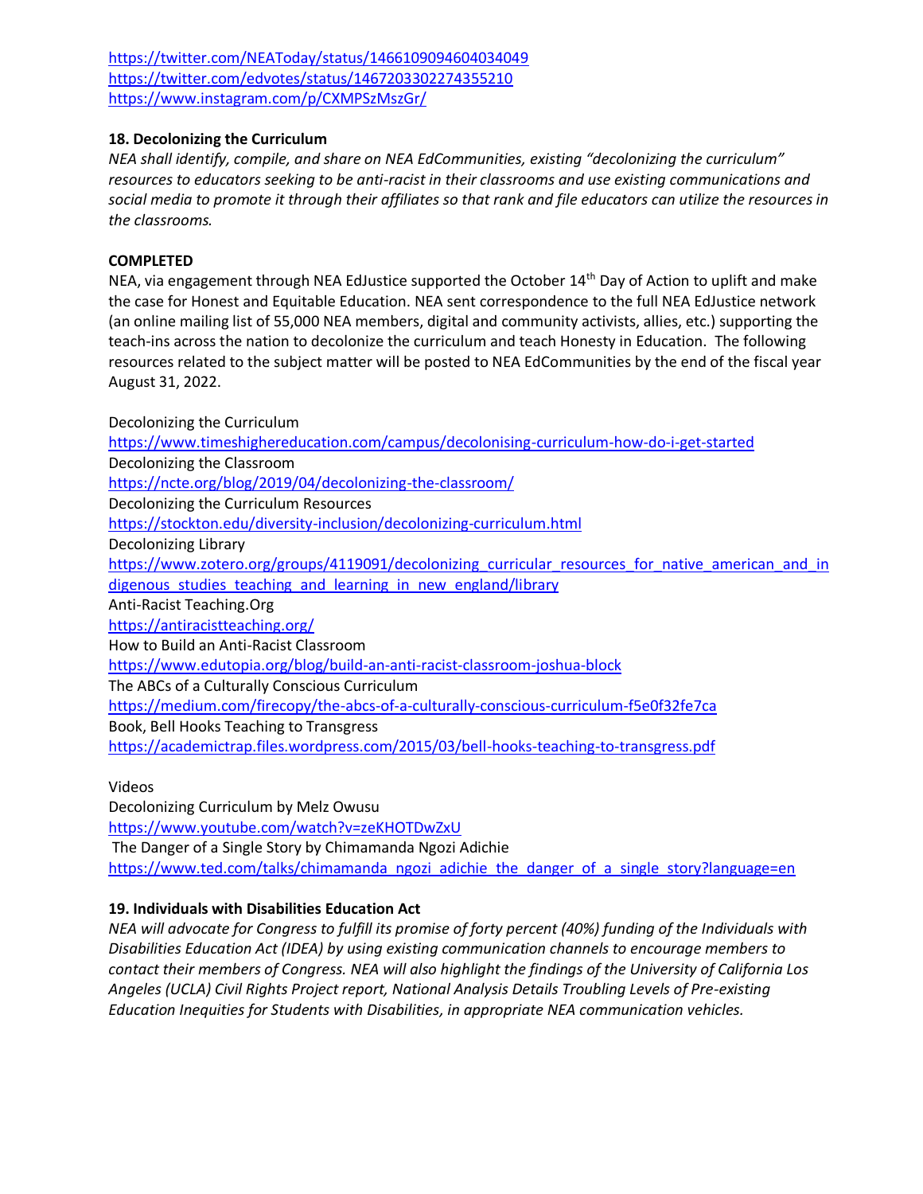https://twitter.com/NEAToday/status/1466109094604034049
https://twitter.com/edvotes/status/1467203302274355210
https://www.instagram.com/p/CXMPSzMszGr/

**18. Decolonizing the Curriculum**

*NEA shall identify, compile, and share on NEA EdCommunities, existing "decolonizing the curriculum" resources to educators seeking to be anti-racist in their classrooms and use existing communications and social media to promote it through their affiliates so that rank and file educators can utilize the resources in the classrooms.*

**COMPLETED**

NEA, via engagement through NEA EdJustice supported the October 14th Day of Action to uplift and make the case for Honest and Equitable Education. NEA sent correspondence to the full NEA EdJustice network (an online mailing list of 55,000 NEA members, digital and community activists, allies, etc.) supporting the teach-ins across the nation to decolonize the curriculum and teach Honesty in Education. The following resources related to the subject matter will be posted to NEA EdCommunities by the end of the fiscal year August 31, 2022.

Decolonizing the Curriculum
https://www.timeshighereducation.com/campus/decolonising-curriculum-how-do-i-get-started
Decolonizing the Classroom
https://ncte.org/blog/2019/04/decolonizing-the-classroom/
Decolonizing the Curriculum Resources
https://stockton.edu/diversity-inclusion/decolonizing-curriculum.html
Decolonizing Library
https://www.zotero.org/groups/4119091/decolonizing_curricular_resources_for_native_american_and_indigenous_studies_teaching_and_learning_in_new_england/library
Anti-Racist Teaching.Org
https://antiracistteaching.org/
How to Build an Anti-Racist Classroom
https://www.edutopia.org/blog/build-an-anti-racist-classroom-joshua-block
The ABCs of a Culturally Conscious Curriculum
https://medium.com/firecopy/the-abcs-of-a-culturally-conscious-curriculum-f5e0f32fe7ca
Book, Bell Hooks Teaching to Transgress
https://academictrap.files.wordpress.com/2015/03/bell-hooks-teaching-to-transgress.pdf

Videos
Decolonizing Curriculum by Melz Owusu
https://www.youtube.com/watch?v=zeKHOTDwZxU
The Danger of a Single Story by Chimamanda Ngozi Adichie
https://www.ted.com/talks/chimamanda_ngozi_adichie_the_danger_of_a_single_story?language=en

**19. Individuals with Disabilities Education Act**

*NEA will advocate for Congress to fulfill its promise of forty percent (40%) funding of the Individuals with Disabilities Education Act (IDEA) by using existing communication channels to encourage members to contact their members of Congress. NEA will also highlight the findings of the University of California Los Angeles (UCLA) Civil Rights Project report, National Analysis Details Troubling Levels of Pre-existing Education Inequities for Students with Disabilities, in appropriate NEA communication vehicles.*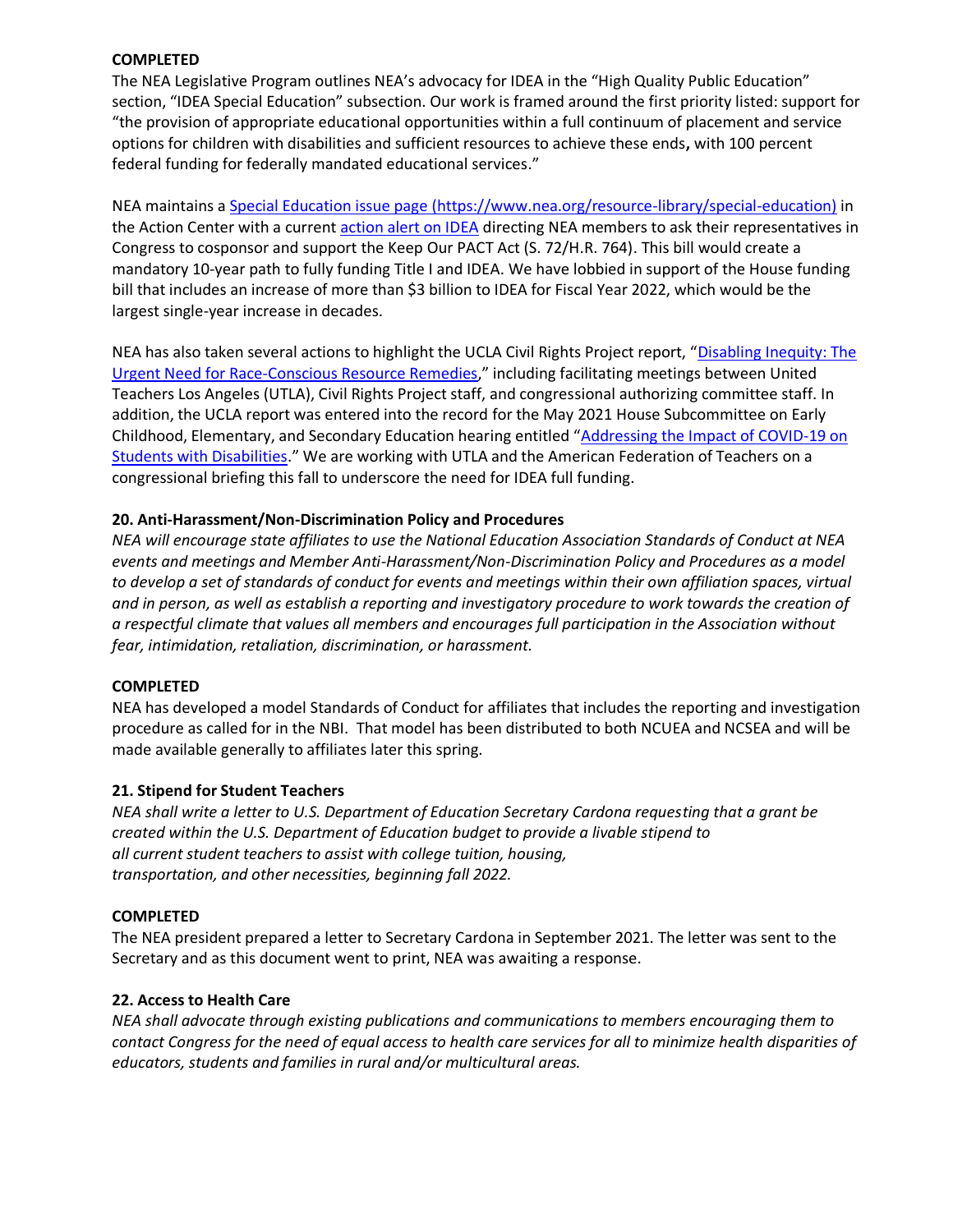**COMPLETED**

The NEA Legislative Program outlines NEA's advocacy for IDEA in the "High Quality Public Education" section, "IDEA Special Education" subsection. Our work is framed around the first priority listed: support for "the provision of appropriate educational opportunities within a full continuum of placement and service options for children with disabilities and sufficient resources to achieve these ends**,** with 100 percent federal funding for federally mandated educational services."

NEA maintains a [Special Education issue page (https://www.nea.org/resource-library/special-education)](https://www.nea.org/resource-library/special-education) in the Action Center with a current action alert on IDEA directing NEA members to ask their representatives in Congress to cosponsor and support the Keep Our PACT Act (S. 72/H.R. 764). This bill would create a mandatory 10-year path to fully funding Title I and IDEA. We have lobbied in support of the House funding bill that includes an increase of more than $3 billion to IDEA for Fiscal Year 2022, which would be the largest single-year increase in decades.

NEA has also taken several actions to highlight the UCLA Civil Rights Project report, "Disabling Inequity: The Urgent Need for Race-Conscious Resource Remedies," including facilitating meetings between United Teachers Los Angeles (UTLA), Civil Rights Project staff, and congressional authorizing committee staff. In addition, the UCLA report was entered into the record for the May 2021 House Subcommittee on Early Childhood, Elementary, and Secondary Education hearing entitled "Addressing the Impact of COVID-19 on Students with Disabilities." We are working with UTLA and the American Federation of Teachers on a congressional briefing this fall to underscore the need for IDEA full funding.

**20. Anti-Harassment/Non-Discrimination Policy and Procedures**

*NEA will encourage state affiliates to use the National Education Association Standards of Conduct at NEA events and meetings and Member Anti-Harassment/Non-Discrimination Policy and Procedures as a model to develop a set of standards of conduct for events and meetings within their own affiliation spaces, virtual and in person, as well as establish a reporting and investigatory procedure to work towards the creation of a respectful climate that values all members and encourages full participation in the Association without fear, intimidation, retaliation, discrimination, or harassment.*

**COMPLETED**

NEA has developed a model Standards of Conduct for affiliates that includes the reporting and investigation procedure as called for in the NBI. That model has been distributed to both NCUEA and NCSEA and will be made available generally to affiliates later this spring.

**21. Stipend for Student Teachers**

*NEA shall write a letter to U.S. Department of Education Secretary Cardona requesting that a grant be created within the U.S. Department of Education budget to provide a livable stipend to all current student teachers to assist with college tuition, housing, transportation, and other necessities, beginning fall 2022.*

**COMPLETED**

The NEA president prepared a letter to Secretary Cardona in September 2021. The letter was sent to the Secretary and as this document went to print, NEA was awaiting a response.

**22. Access to Health Care**

*NEA shall advocate through existing publications and communications to members encouraging them to contact Congress for the need of equal access to health care services for all to minimize health disparities of educators, students and families in rural and/or multicultural areas.*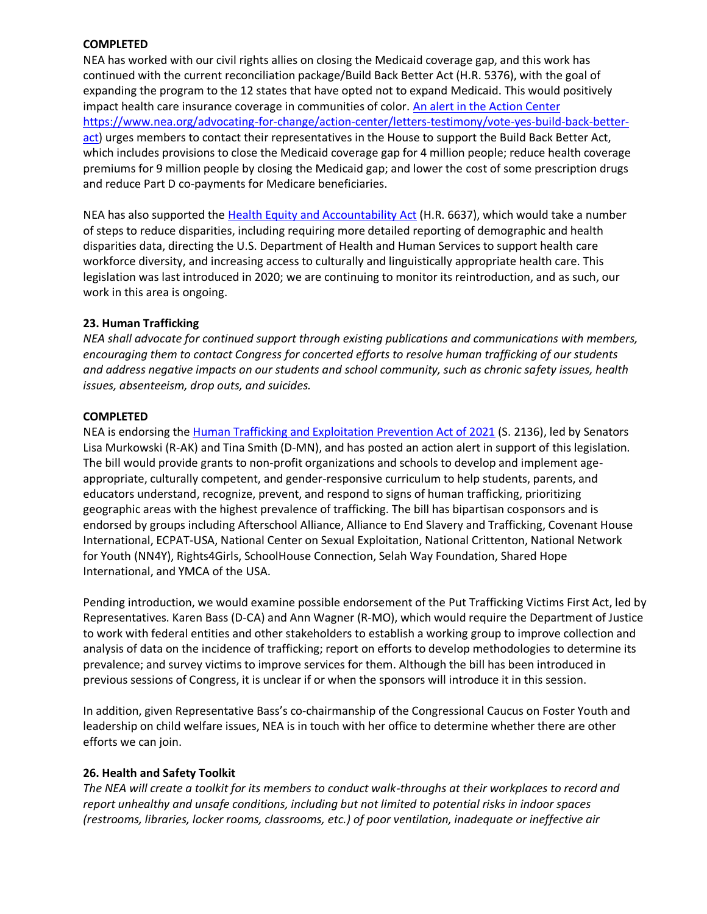**COMPLETED**

NEA has worked with our civil rights allies on closing the Medicaid coverage gap, and this work has continued with the current reconciliation package/Build Back Better Act (H.R. 5376), with the goal of expanding the program to the 12 states that have opted not to expand Medicaid. This would positively impact health care insurance coverage in communities of color. [An alert in the Action Center](https://www.nea.org/advocating-for-change/action-center/letters-testimony/vote-yes-build-back-better-act) https://www.nea.org/advocating-for-change/action-center/letters-testimony/vote-yes-build-back-better-act) urges members to contact their representatives in the House to support the Build Back Better Act, which includes provisions to close the Medicaid coverage gap for 4 million people; reduce health coverage premiums for 9 million people by closing the Medicaid gap; and lower the cost of some prescription drugs and reduce Part D co-payments for Medicare beneficiaries.

NEA has also supported the Health Equity and Accountability Act (H.R. 6637), which would take a number of steps to reduce disparities, including requiring more detailed reporting of demographic and health disparities data, directing the U.S. Department of Health and Human Services to support health care workforce diversity, and increasing access to culturally and linguistically appropriate health care. This legislation was last introduced in 2020; we are continuing to monitor its reintroduction, and as such, our work in this area is ongoing.

**23. Human Trafficking**

*NEA shall advocate for continued support through existing publications and communications with members, encouraging them to contact Congress for concerted efforts to resolve human trafficking of our students and address negative impacts on our students and school community, such as chronic safety issues, health issues, absenteeism, drop outs, and suicides.*

**COMPLETED**

NEA is endorsing the Human Trafficking and Exploitation Prevention Act of 2021 (S. 2136), led by Senators Lisa Murkowski (R-AK) and Tina Smith (D-MN), and has posted an action alert in support of this legislation. The bill would provide grants to non-profit organizations and schools to develop and implement age-appropriate, culturally competent, and gender-responsive curriculum to help students, parents, and educators understand, recognize, prevent, and respond to signs of human trafficking, prioritizing geographic areas with the highest prevalence of trafficking. The bill has bipartisan cosponsors and is endorsed by groups including Afterschool Alliance, Alliance to End Slavery and Trafficking, Covenant House International, ECPAT-USA, National Center on Sexual Exploitation, National Crittenton, National Network for Youth (NN4Y), Rights4Girls, SchoolHouse Connection, Selah Way Foundation, Shared Hope International, and YMCA of the USA.

Pending introduction, we would examine possible endorsement of the Put Trafficking Victims First Act, led by Representatives. Karen Bass (D-CA) and Ann Wagner (R-MO), which would require the Department of Justice to work with federal entities and other stakeholders to establish a working group to improve collection and analysis of data on the incidence of trafficking; report on efforts to develop methodologies to determine its prevalence; and survey victims to improve services for them. Although the bill has been introduced in previous sessions of Congress, it is unclear if or when the sponsors will introduce it in this session.

In addition, given Representative Bass's co-chairmanship of the Congressional Caucus on Foster Youth and leadership on child welfare issues, NEA is in touch with her office to determine whether there are other efforts we can join.

**26. Health and Safety Toolkit**

*The NEA will create a toolkit for its members to conduct walk-throughs at their workplaces to record and report unhealthy and unsafe conditions, including but not limited to potential risks in indoor spaces (restrooms, libraries, locker rooms, classrooms, etc.) of poor ventilation, inadequate or ineffective air*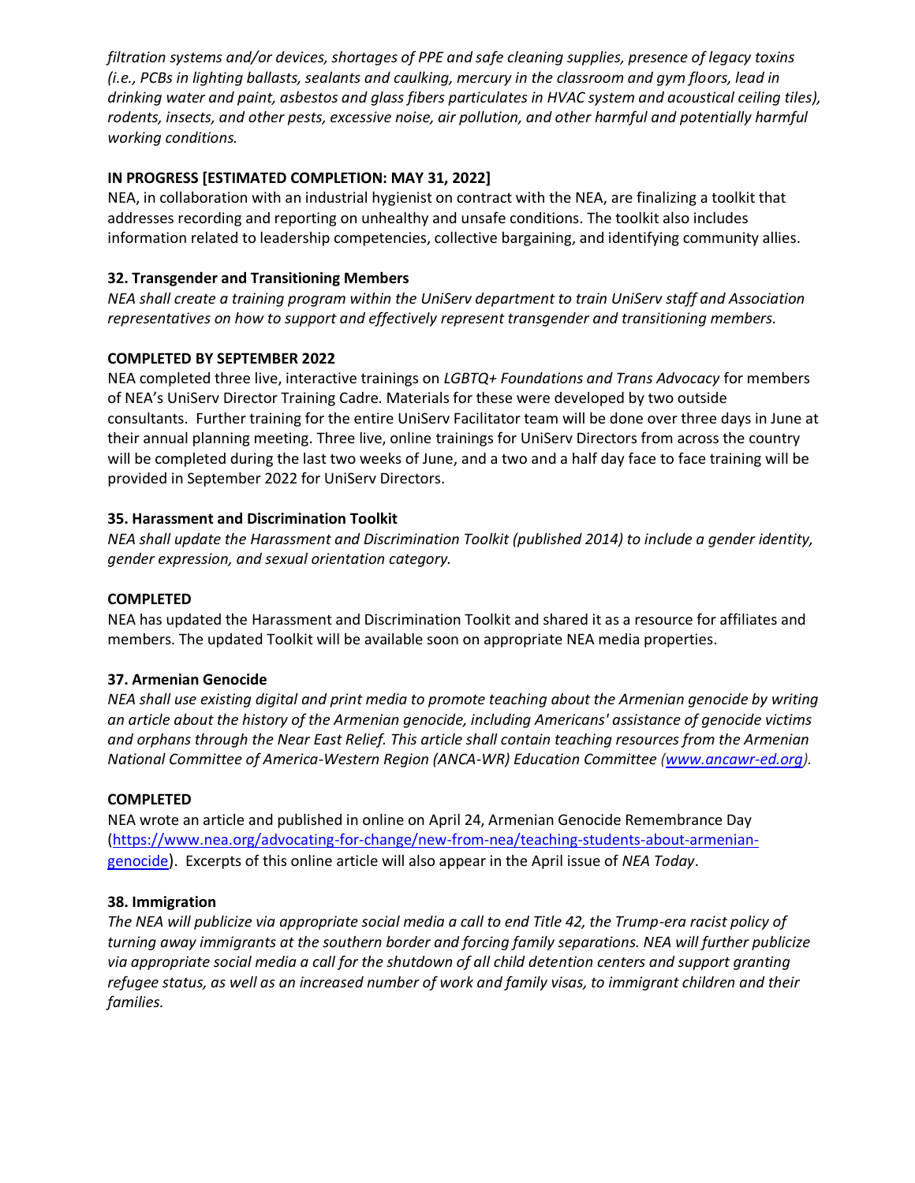*filtration systems and/or devices, shortages of PPE and safe cleaning supplies, presence of legacy toxins (i.e., PCBs in lighting ballasts, sealants and caulking, mercury in the classroom and gym floors, lead in drinking water and paint, asbestos and glass fibers particulates in HVAC system and acoustical ceiling tiles), rodents, insects, and other pests, excessive noise, air pollution, and other harmful and potentially harmful working conditions.*

**IN PROGRESS [ESTIMATED COMPLETION: MAY 31, 2022]**

NEA, in collaboration with an industrial hygienist on contract with the NEA, are finalizing a toolkit that addresses recording and reporting on unhealthy and unsafe conditions. The toolkit also includes information related to leadership competencies, collective bargaining, and identifying community allies.

**32. Transgender and Transitioning Members**

*NEA shall create a training program within the UniServ department to train UniServ staff and Association representatives on how to support and effectively represent transgender and transitioning members.*

**COMPLETED BY SEPTEMBER 2022**

NEA completed three live, interactive trainings on *LGBTQ+ Foundations and Trans Advocacy* for members of NEA's UniServ Director Training Cadre. Materials for these were developed by two outside consultants. Further training for the entire UniServ Facilitator team will be done over three days in June at their annual planning meeting. Three live, online trainings for UniServ Directors from across the country will be completed during the last two weeks of June, and a two and a half day face to face training will be provided in September 2022 for UniServ Directors.

**35. Harassment and Discrimination Toolkit**

*NEA shall update the Harassment and Discrimination Toolkit (published 2014) to include a gender identity, gender expression, and sexual orientation category.*

**COMPLETED**

NEA has updated the Harassment and Discrimination Toolkit and shared it as a resource for affiliates and members. The updated Toolkit will be available soon on appropriate NEA media properties.

**37. Armenian Genocide**

*NEA shall use existing digital and print media to promote teaching about the Armenian genocide by writing an article about the history of the Armenian genocide, including Americans' assistance of genocide victims and orphans through the Near East Relief. This article shall contain teaching resources from the Armenian National Committee of America-Western Region (ANCA-WR) Education Committee (www.ancawr-ed.org).*

**COMPLETED**

NEA wrote an article and published in online on April 24, Armenian Genocide Remembrance Day (https://www.nea.org/advocating-for-change/new-from-nea/teaching-students-about-armenian-genocide). Excerpts of this online article will also appear in the April issue of *NEA Today*.

**38. Immigration**

*The NEA will publicize via appropriate social media a call to end Title 42, the Trump-era racist policy of turning away immigrants at the southern border and forcing family separations. NEA will further publicize via appropriate social media a call for the shutdown of all child detention centers and support granting refugee status, as well as an increased number of work and family visas, to immigrant children and their families.*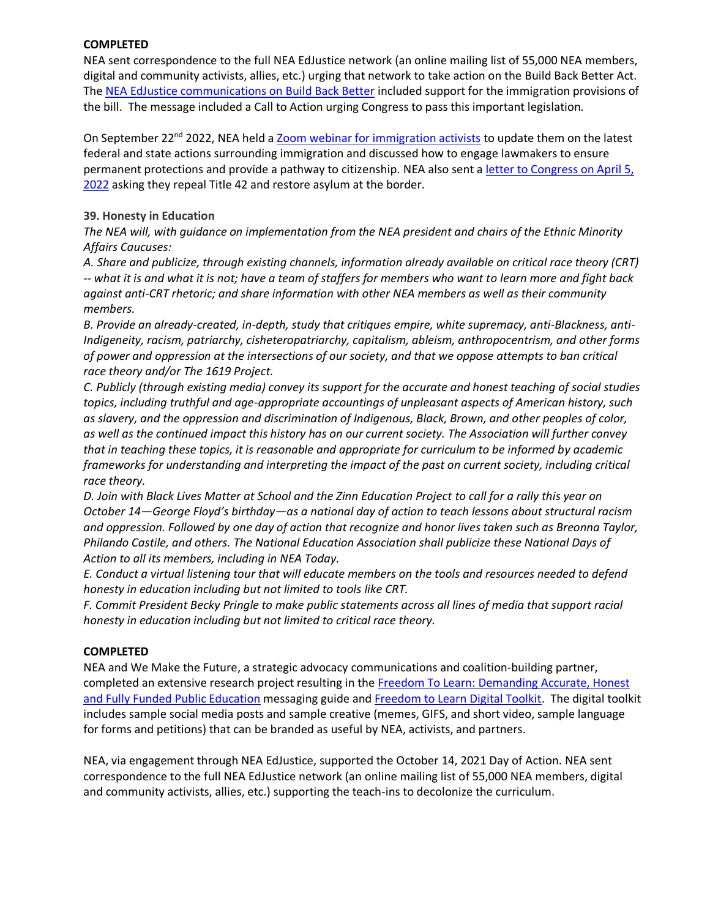**COMPLETED**

NEA sent correspondence to the full NEA EdJustice network (an online mailing list of 55,000 NEA members, digital and community activists, allies, etc.) urging that network to take action on the Build Back Better Act. The NEA EdJustice communications on Build Back Better included support for the immigration provisions of the bill. The message included a Call to Action urging Congress to pass this important legislation.

On September 22nd 2022, NEA held a Zoom webinar for immigration activists to update them on the latest federal and state actions surrounding immigration and discussed how to engage lawmakers to ensure permanent protections and provide a pathway to citizenship. NEA also sent a letter to Congress on April 5, 2022 asking they repeal Title 42 and restore asylum at the border.

**39. Honesty in Education**

*The NEA will, with guidance on implementation from the NEA president and chairs of the Ethnic Minority Affairs Caucuses:*

*A. Share and publicize, through existing channels, information already available on critical race theory (CRT) -- what it is and what it is not; have a team of staffers for members who want to learn more and fight back against anti-CRT rhetoric; and share information with other NEA members as well as their community members.*

*B. Provide an already-created, in-depth, study that critiques empire, white supremacy, anti-Blackness, anti-Indigeneity, racism, patriarchy, cisheteropatriarchy, capitalism, ableism, anthropocentrism, and other forms of power and oppression at the intersections of our society, and that we oppose attempts to ban critical race theory and/or The 1619 Project.*

*C. Publicly (through existing media) convey its support for the accurate and honest teaching of social studies topics, including truthful and age-appropriate accountings of unpleasant aspects of American history, such as slavery, and the oppression and discrimination of Indigenous, Black, Brown, and other peoples of color, as well as the continued impact this history has on our current society. The Association will further convey that in teaching these topics, it is reasonable and appropriate for curriculum to be informed by academic frameworks for understanding and interpreting the impact of the past on current society, including critical race theory.*

*D. Join with Black Lives Matter at School and the Zinn Education Project to call for a rally this year on October 14—George Floyd's birthday—as a national day of action to teach lessons about structural racism and oppression. Followed by one day of action that recognize and honor lives taken such as Breonna Taylor, Philando Castile, and others. The National Education Association shall publicize these National Days of Action to all its members, including in NEA Today.*

*E. Conduct a virtual listening tour that will educate members on the tools and resources needed to defend honesty in education including but not limited to tools like CRT.*

*F. Commit President Becky Pringle to make public statements across all lines of media that support racial honesty in education including but not limited to critical race theory.*

**COMPLETED**

NEA and We Make the Future, a strategic advocacy communications and coalition-building partner, completed an extensive research project resulting in the Freedom To Learn: Demanding Accurate, Honest and Fully Funded Public Education messaging guide and Freedom to Learn Digital Toolkit. The digital toolkit includes sample social media posts and sample creative (memes, GIFS, and short video, sample language for forms and petitions) that can be branded as useful by NEA, activists, and partners.

NEA, via engagement through NEA EdJustice, supported the October 14, 2021 Day of Action. NEA sent correspondence to the full NEA EdJustice network (an online mailing list of 55,000 NEA members, digital and community activists, allies, etc.) supporting the teach-ins to decolonize the curriculum.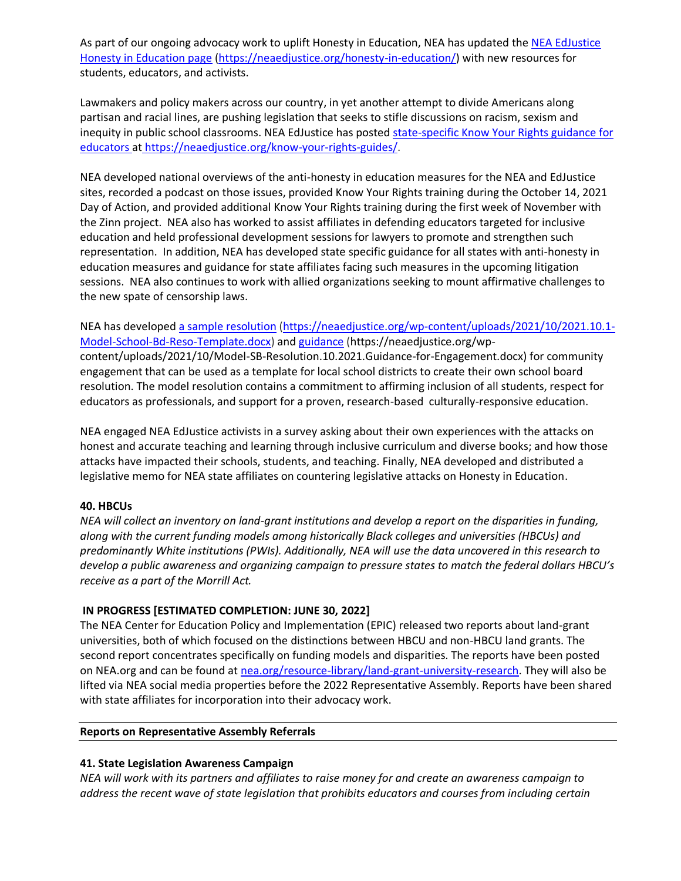As part of our ongoing advocacy work to uplift Honesty in Education, NEA has updated the [NEA EdJustice Honesty in Education page](https://neaedjustice.org/honesty-in-education/) (https://neaedjustice.org/honesty-in-education/) with new resources for students, educators, and activists.

Lawmakers and policy makers across our country, in yet another attempt to divide Americans along partisan and racial lines, are pushing legislation that seeks to stifle discussions on racism, sexism and inequity in public school classrooms. NEA EdJustice has posted [state-specific Know Your Rights guidance for educators](https://neaedjustice.org/know-your-rights-guides/) at https://neaedjustice.org/know-your-rights-guides/.

NEA developed national overviews of the anti-honesty in education measures for the NEA and EdJustice sites, recorded a podcast on those issues, provided Know Your Rights training during the October 14, 2021 Day of Action, and provided additional Know Your Rights training during the first week of November with the Zinn project. NEA also has worked to assist affiliates in defending educators targeted for inclusive education and held professional development sessions for lawyers to promote and strengthen such representation. In addition, NEA has developed state specific guidance for all states with anti-honesty in education measures and guidance for state affiliates facing such measures in the upcoming litigation sessions. NEA also continues to work with allied organizations seeking to mount affirmative challenges to the new spate of censorship laws.

NEA has developed [a sample resolution](https://neaedjustice.org/wp-content/uploads/2021/10/2021.10.1-Model-School-Bd-Reso-Template.docx) (https://neaedjustice.org/wp-content/uploads/2021/10/2021.10.1-Model-School-Bd-Reso-Template.docx) and [guidance](https://neaedjustice.org/wp-content/uploads/2021/10/Model-SB-Resolution.10.2021.Guidance-for-Engagement.docx) (https://neaedjustice.org/wp-content/uploads/2021/10/Model-SB-Resolution.10.2021.Guidance-for-Engagement.docx) for community engagement that can be used as a template for local school districts to create their own school board resolution. The model resolution contains a commitment to affirming inclusion of all students, respect for educators as professionals, and support for a proven, research-based culturally-responsive education.

NEA engaged NEA EdJustice activists in a survey asking about their own experiences with the attacks on honest and accurate teaching and learning through inclusive curriculum and diverse books; and how those attacks have impacted their schools, students, and teaching. Finally, NEA developed and distributed a legislative memo for NEA state affiliates on countering legislative attacks on Honesty in Education.

**40. HBCUs**

*NEA will collect an inventory on land-grant institutions and develop a report on the disparities in funding, along with the current funding models among historically Black colleges and universities (HBCUs) and predominantly White institutions (PWIs). Additionally, NEA will use the data uncovered in this research to develop a public awareness and organizing campaign to pressure states to match the federal dollars HBCU's receive as a part of the Morrill Act.*

**IN PROGRESS [ESTIMATED COMPLETION: JUNE 30, 2022]**

The NEA Center for Education Policy and Implementation (EPIC) released two reports about land-grant universities, both of which focused on the distinctions between HBCU and non-HBCU land grants. The second report concentrates specifically on funding models and disparities. The reports have been posted on NEA.org and can be found at [nea.org/resource-library/land-grant-university-research](nea.org/resource-library/land-grant-university-research). They will also be lifted via NEA social media properties before the 2022 Representative Assembly. Reports have been shared with state affiliates for incorporation into their advocacy work.

---

**Reports on Representative Assembly Referrals**

---

**41. State Legislation Awareness Campaign**

*NEA will work with its partners and affiliates to raise money for and create an awareness campaign to address the recent wave of state legislation that prohibits educators and courses from including certain*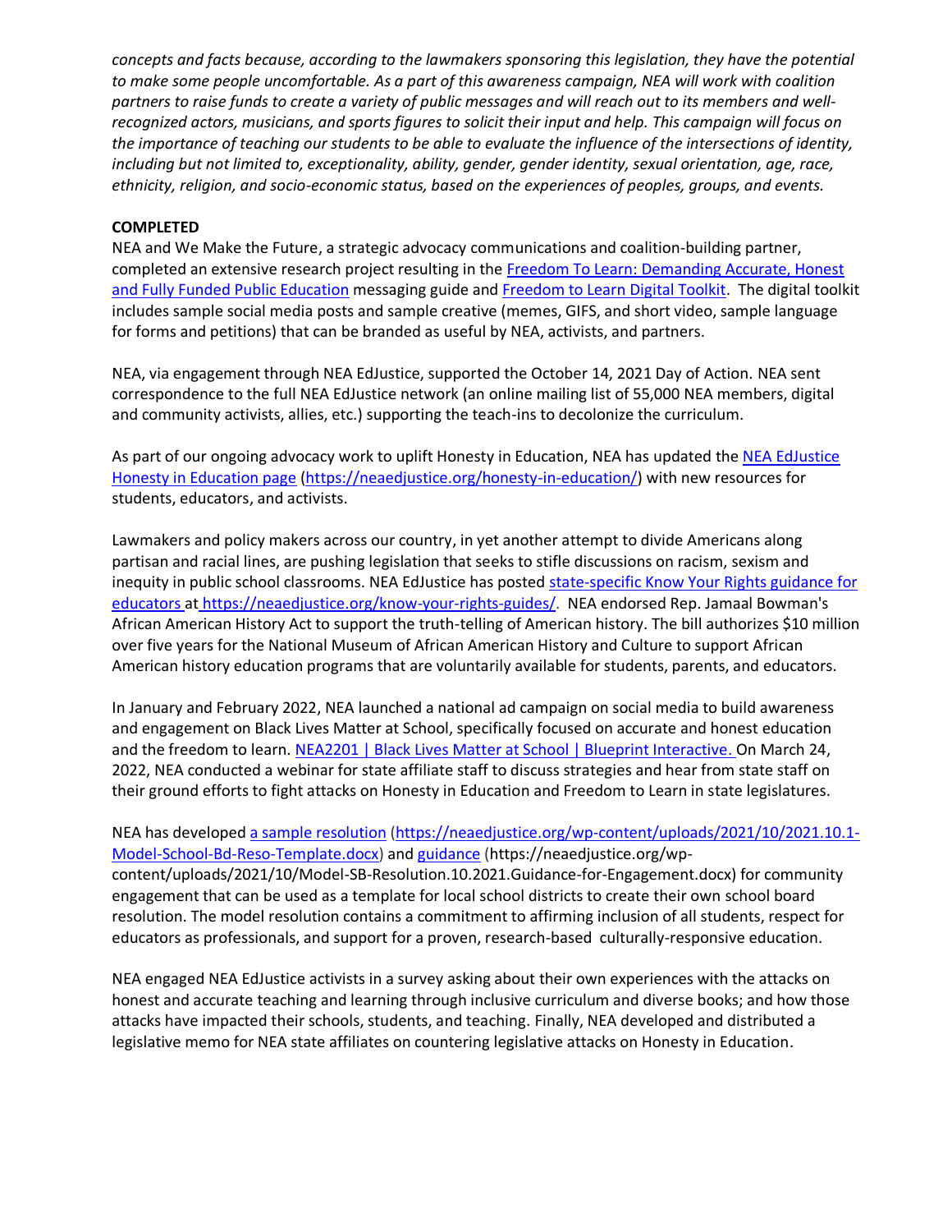*concepts and facts because, according to the lawmakers sponsoring this legislation, they have the potential to make some people uncomfortable. As a part of this awareness campaign, NEA will work with coalition partners to raise funds to create a variety of public messages and will reach out to its members and well-recognized actors, musicians, and sports figures to solicit their input and help. This campaign will focus on the importance of teaching our students to be able to evaluate the influence of the intersections of identity, including but not limited to, exceptionality, ability, gender, gender identity, sexual orientation, age, race, ethnicity, religion, and socio-economic status, based on the experiences of peoples, groups, and events.*

**COMPLETED**

NEA and We Make the Future, a strategic advocacy communications and coalition-building partner, completed an extensive research project resulting in the Freedom To Learn: Demanding Accurate, Honest and Fully Funded Public Education messaging guide and Freedom to Learn Digital Toolkit. The digital toolkit includes sample social media posts and sample creative (memes, GIFS, and short video, sample language for forms and petitions) that can be branded as useful by NEA, activists, and partners.

NEA, via engagement through NEA EdJustice, supported the October 14, 2021 Day of Action. NEA sent correspondence to the full NEA EdJustice network (an online mailing list of 55,000 NEA members, digital and community activists, allies, etc.) supporting the teach-ins to decolonize the curriculum.

As part of our ongoing advocacy work to uplift Honesty in Education, NEA has updated the NEA EdJustice Honesty in Education page (https://neaedjustice.org/honesty-in-education/) with new resources for students, educators, and activists.

Lawmakers and policy makers across our country, in yet another attempt to divide Americans along partisan and racial lines, are pushing legislation that seeks to stifle discussions on racism, sexism and inequity in public school classrooms. NEA EdJustice has posted state-specific Know Your Rights guidance for educators at https://neaedjustice.org/know-your-rights-guides/. NEA endorsed Rep. Jamaal Bowman's African American History Act to support the truth-telling of American history. The bill authorizes $10 million over five years for the National Museum of African American History and Culture to support African American history education programs that are voluntarily available for students, parents, and educators.

In January and February 2022, NEA launched a national ad campaign on social media to build awareness and engagement on Black Lives Matter at School, specifically focused on accurate and honest education and the freedom to learn. NEA2201 | Black Lives Matter at School | Blueprint Interactive. On March 24, 2022, NEA conducted a webinar for state affiliate staff to discuss strategies and hear from state staff on their ground efforts to fight attacks on Honesty in Education and Freedom to Learn in state legislatures.

NEA has developed a sample resolution (https://neaedjustice.org/wp-content/uploads/2021/10/2021.10.1-Model-School-Bd-Reso-Template.docx) and guidance (https://neaedjustice.org/wp-content/uploads/2021/10/Model-SB-Resolution.10.2021.Guidance-for-Engagement.docx) for community engagement that can be used as a template for local school districts to create their own school board resolution. The model resolution contains a commitment to affirming inclusion of all students, respect for educators as professionals, and support for a proven, research-based culturally-responsive education.

NEA engaged NEA EdJustice activists in a survey asking about their own experiences with the attacks on honest and accurate teaching and learning through inclusive curriculum and diverse books; and how those attacks have impacted their schools, students, and teaching. Finally, NEA developed and distributed a legislative memo for NEA state affiliates on countering legislative attacks on Honesty in Education.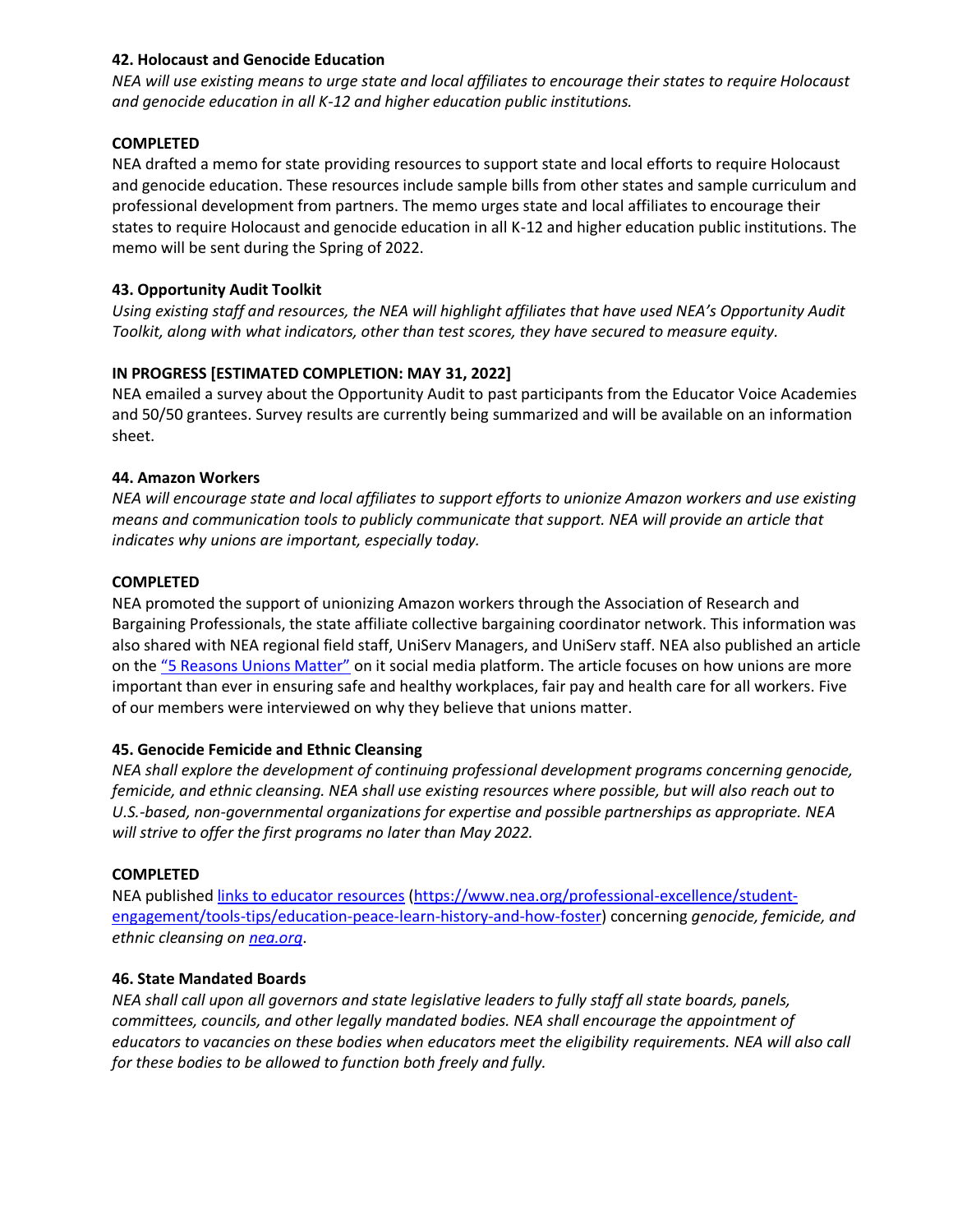**42. Holocaust and Genocide Education**

*NEA will use existing means to urge state and local affiliates to encourage their states to require Holocaust and genocide education in all K-12 and higher education public institutions.*

**COMPLETED**

NEA drafted a memo for state providing resources to support state and local efforts to require Holocaust and genocide education. These resources include sample bills from other states and sample curriculum and professional development from partners. The memo urges state and local affiliates to encourage their states to require Holocaust and genocide education in all K-12 and higher education public institutions. The memo will be sent during the Spring of 2022.

**43. Opportunity Audit Toolkit**

*Using existing staff and resources, the NEA will highlight affiliates that have used NEA's Opportunity Audit Toolkit, along with what indicators, other than test scores, they have secured to measure equity.*

**IN PROGRESS [ESTIMATED COMPLETION: MAY 31, 2022]**

NEA emailed a survey about the Opportunity Audit to past participants from the Educator Voice Academies and 50/50 grantees. Survey results are currently being summarized and will be available on an information sheet.

**44. Amazon Workers**

*NEA will encourage state and local affiliates to support efforts to unionize Amazon workers and use existing means and communication tools to publicly communicate that support. NEA will provide an article that indicates why unions are important, especially today.*

**COMPLETED**

NEA promoted the support of unionizing Amazon workers through the Association of Research and Bargaining Professionals, the state affiliate collective bargaining coordinator network. This information was also shared with NEA regional field staff, UniServ Managers, and UniServ staff. NEA also published an article on the "5 Reasons Unions Matter" on it social media platform. The article focuses on how unions are more important than ever in ensuring safe and healthy workplaces, fair pay and health care for all workers. Five of our members were interviewed on why they believe that unions matter.

**45. Genocide Femicide and Ethnic Cleansing**

*NEA shall explore the development of continuing professional development programs concerning genocide, femicide, and ethnic cleansing. NEA shall use existing resources where possible, but will also reach out to U.S.-based, non-governmental organizations for expertise and possible partnerships as appropriate. NEA will strive to offer the first programs no later than May 2022.*

**COMPLETED**

NEA published links to educator resources (https://www.nea.org/professional-excellence/student-engagement/tools-tips/education-peace-learn-history-and-how-foster) concerning *genocide, femicide, and ethnic cleansing on nea.org.*

**46. State Mandated Boards**

*NEA shall call upon all governors and state legislative leaders to fully staff all state boards, panels, committees, councils, and other legally mandated bodies. NEA shall encourage the appointment of educators to vacancies on these bodies when educators meet the eligibility requirements. NEA will also call for these bodies to be allowed to function both freely and fully.*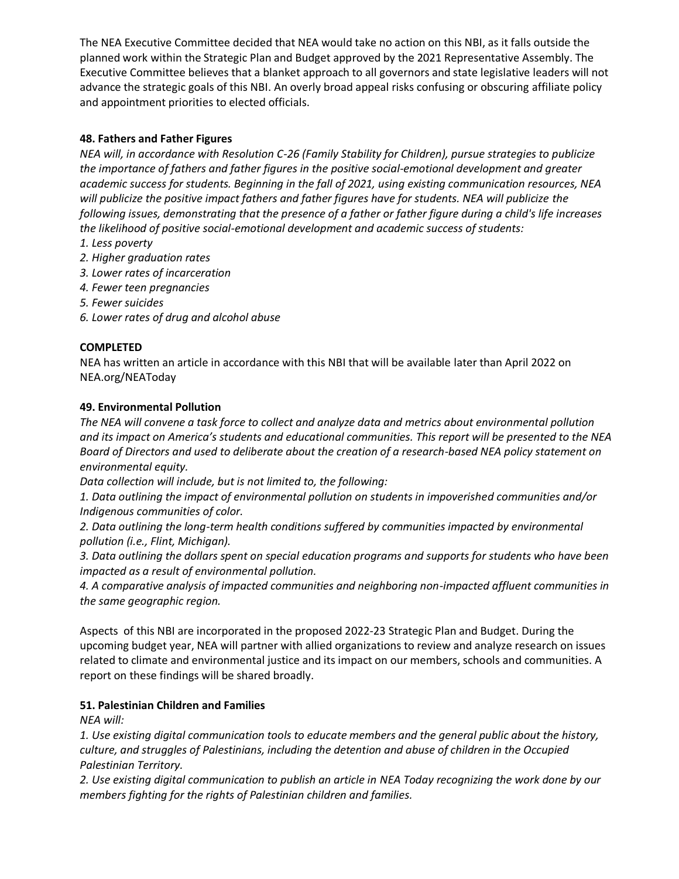The NEA Executive Committee decided that NEA would take no action on this NBI, as it falls outside the planned work within the Strategic Plan and Budget approved by the 2021 Representative Assembly. The Executive Committee believes that a blanket approach to all governors and state legislative leaders will not advance the strategic goals of this NBI. An overly broad appeal risks confusing or obscuring affiliate policy and appointment priorities to elected officials.

**48. Fathers and Father Figures**

*NEA will, in accordance with Resolution C-26 (Family Stability for Children), pursue strategies to publicize the importance of fathers and father figures in the positive social-emotional development and greater academic success for students. Beginning in the fall of 2021, using existing communication resources, NEA will publicize the positive impact fathers and father figures have for students. NEA will publicize the following issues, demonstrating that the presence of a father or father figure during a child's life increases the likelihood of positive social-emotional development and academic success of students:*

*1. Less poverty*
*2. Higher graduation rates*
*3. Lower rates of incarceration*
*4. Fewer teen pregnancies*
*5. Fewer suicides*
*6. Lower rates of drug and alcohol abuse*

**COMPLETED**

NEA has written an article in accordance with this NBI that will be available later than April 2022 on NEA.org/NEAToday

**49. Environmental Pollution**

*The NEA will convene a task force to collect and analyze data and metrics about environmental pollution and its impact on America's students and educational communities. This report will be presented to the NEA Board of Directors and used to deliberate about the creation of a research-based NEA policy statement on environmental equity.*

*Data collection will include, but is not limited to, the following:*

*1. Data outlining the impact of environmental pollution on students in impoverished communities and/or Indigenous communities of color.*

*2. Data outlining the long-term health conditions suffered by communities impacted by environmental pollution (i.e., Flint, Michigan).*

*3. Data outlining the dollars spent on special education programs and supports for students who have been impacted as a result of environmental pollution.*

*4. A comparative analysis of impacted communities and neighboring non-impacted affluent communities in the same geographic region.*

Aspects of this NBI are incorporated in the proposed 2022-23 Strategic Plan and Budget. During the upcoming budget year, NEA will partner with allied organizations to review and analyze research on issues related to climate and environmental justice and its impact on our members, schools and communities. A report on these findings will be shared broadly.

**51. Palestinian Children and Families**

*NEA will:*

*1. Use existing digital communication tools to educate members and the general public about the history, culture, and struggles of Palestinians, including the detention and abuse of children in the Occupied Palestinian Territory.*

*2. Use existing digital communication to publish an article in NEA Today recognizing the work done by our members fighting for the rights of Palestinian children and families.*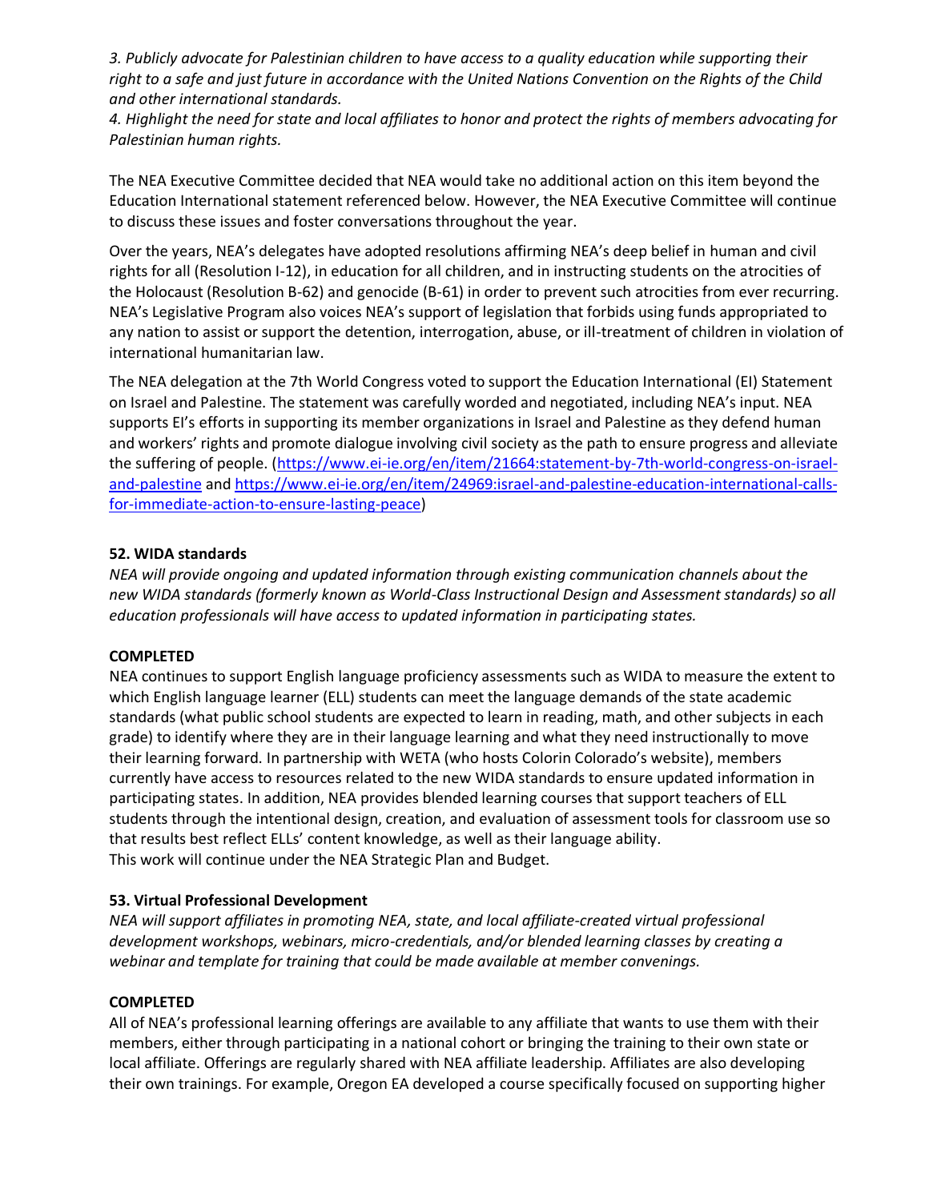*3. Publicly advocate for Palestinian children to have access to a quality education while supporting their right to a safe and just future in accordance with the United Nations Convention on the Rights of the Child and other international standards.*
*4. Highlight the need for state and local affiliates to honor and protect the rights of members advocating for Palestinian human rights.*

The NEA Executive Committee decided that NEA would take no additional action on this item beyond the Education International statement referenced below. However, the NEA Executive Committee will continue to discuss these issues and foster conversations throughout the year.

Over the years, NEA's delegates have adopted resolutions affirming NEA's deep belief in human and civil rights for all (Resolution I-12), in education for all children, and in instructing students on the atrocities of the Holocaust (Resolution B-62) and genocide (B-61) in order to prevent such atrocities from ever recurring. NEA's Legislative Program also voices NEA's support of legislation that forbids using funds appropriated to any nation to assist or support the detention, interrogation, abuse, or ill-treatment of children in violation of international humanitarian law.

The NEA delegation at the 7th World Congress voted to support the Education International (EI) Statement on Israel and Palestine. The statement was carefully worded and negotiated, including NEA's input. NEA supports EI's efforts in supporting its member organizations in Israel and Palestine as they defend human and workers' rights and promote dialogue involving civil society as the path to ensure progress and alleviate the suffering of people. (https://www.ei-ie.org/en/item/21664:statement-by-7th-world-congress-on-israel-and-palestine and https://www.ei-ie.org/en/item/24969:israel-and-palestine-education-international-calls-for-immediate-action-to-ensure-lasting-peace)

**52. WIDA standards**

*NEA will provide ongoing and updated information through existing communication channels about the new WIDA standards (formerly known as World-Class Instructional Design and Assessment standards) so all education professionals will have access to updated information in participating states.*

**COMPLETED**

NEA continues to support English language proficiency assessments such as WIDA to measure the extent to which English language learner (ELL) students can meet the language demands of the state academic standards (what public school students are expected to learn in reading, math, and other subjects in each grade) to identify where they are in their language learning and what they need instructionally to move their learning forward. In partnership with WETA (who hosts Colorin Colorado's website), members currently have access to resources related to the new WIDA standards to ensure updated information in participating states. In addition, NEA provides blended learning courses that support teachers of ELL students through the intentional design, creation, and evaluation of assessment tools for classroom use so that results best reflect ELLs' content knowledge, as well as their language ability.
This work will continue under the NEA Strategic Plan and Budget.

**53. Virtual Professional Development**

*NEA will support affiliates in promoting NEA, state, and local affiliate-created virtual professional development workshops, webinars, micro-credentials, and/or blended learning classes by creating a webinar and template for training that could be made available at member convenings.*

**COMPLETED**

All of NEA's professional learning offerings are available to any affiliate that wants to use them with their members, either through participating in a national cohort or bringing the training to their own state or local affiliate. Offerings are regularly shared with NEA affiliate leadership. Affiliates are also developing their own trainings. For example, Oregon EA developed a course specifically focused on supporting higher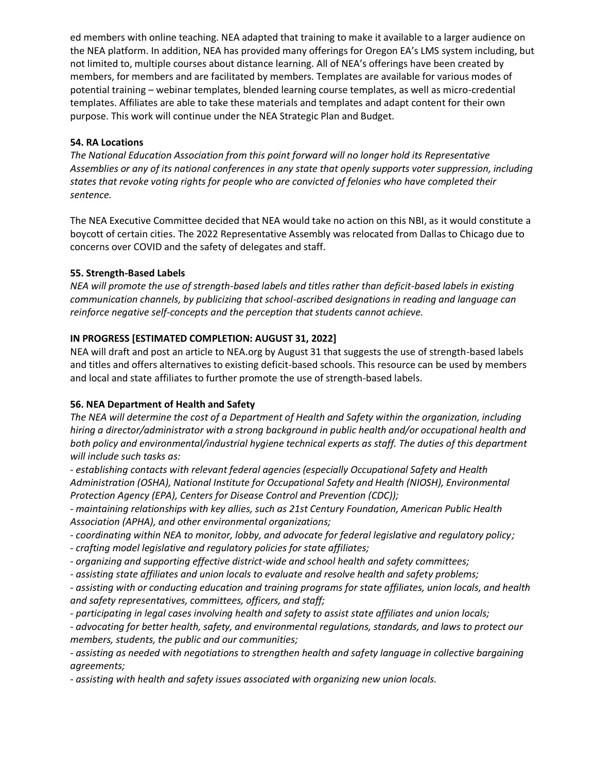ed members with online teaching. NEA adapted that training to make it available to a larger audience on the NEA platform. In addition, NEA has provided many offerings for Oregon EA's LMS system including, but not limited to, multiple courses about distance learning. All of NEA's offerings have been created by members, for members and are facilitated by members. Templates are available for various modes of potential training – webinar templates, blended learning course templates, as well as micro-credential templates. Affiliates are able to take these materials and templates and adapt content for their own purpose. This work will continue under the NEA Strategic Plan and Budget.

**54. RA Locations**

*The National Education Association from this point forward will no longer hold its Representative Assemblies or any of its national conferences in any state that openly supports voter suppression, including states that revoke voting rights for people who are convicted of felonies who have completed their sentence.*

The NEA Executive Committee decided that NEA would take no action on this NBI, as it would constitute a boycott of certain cities. The 2022 Representative Assembly was relocated from Dallas to Chicago due to concerns over COVID and the safety of delegates and staff.

**55. Strength-Based Labels**

*NEA will promote the use of strength-based labels and titles rather than deficit-based labels in existing communication channels, by publicizing that school-ascribed designations in reading and language can reinforce negative self-concepts and the perception that students cannot achieve.*

**IN PROGRESS [ESTIMATED COMPLETION: AUGUST 31, 2022]**

NEA will draft and post an article to NEA.org by August 31 that suggests the use of strength-based labels and titles and offers alternatives to existing deficit-based schools. This resource can be used by members and local and state affiliates to further promote the use of strength-based labels.

**56. NEA Department of Health and Safety**

*The NEA will determine the cost of a Department of Health and Safety within the organization, including hiring a director/administrator with a strong background in public health and/or occupational health and both policy and environmental/industrial hygiene technical experts as staff. The duties of this department will include such tasks as:*

*- establishing contacts with relevant federal agencies (especially Occupational Safety and Health Administration (OSHA), National Institute for Occupational Safety and Health (NIOSH), Environmental Protection Agency (EPA), Centers for Disease Control and Prevention (CDC));*

*- maintaining relationships with key allies, such as 21st Century Foundation, American Public Health Association (APHA), and other environmental organizations;*

*- coordinating within NEA to monitor, lobby, and advocate for federal legislative and regulatory policy;*

*- crafting model legislative and regulatory policies for state affiliates;*

*- organizing and supporting effective district-wide and school health and safety committees;*

*- assisting state affiliates and union locals to evaluate and resolve health and safety problems;*

*- assisting with or conducting education and training programs for state affiliates, union locals, and health and safety representatives, committees, officers, and staff;*

*- participating in legal cases involving health and safety to assist state affiliates and union locals;*

*- advocating for better health, safety, and environmental regulations, standards, and laws to protect our members, students, the public and our communities;*

*- assisting as needed with negotiations to strengthen health and safety language in collective bargaining agreements;*

*- assisting with health and safety issues associated with organizing new union locals.*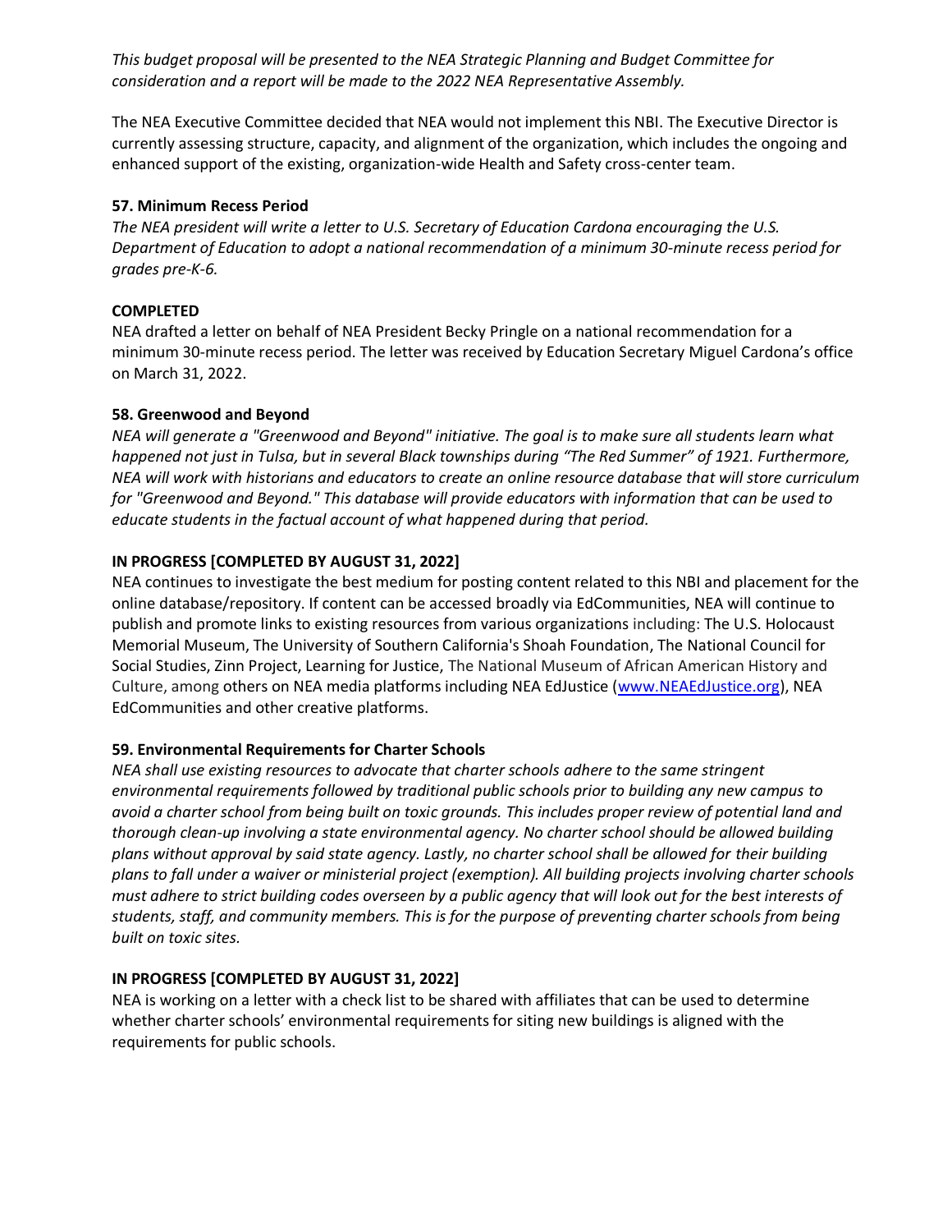*This budget proposal will be presented to the NEA Strategic Planning and Budget Committee for consideration and a report will be made to the 2022 NEA Representative Assembly.*

The NEA Executive Committee decided that NEA would not implement this NBI. The Executive Director is currently assessing structure, capacity, and alignment of the organization, which includes the ongoing and enhanced support of the existing, organization-wide Health and Safety cross-center team.

**57. Minimum Recess Period**

*The NEA president will write a letter to U.S. Secretary of Education Cardona encouraging the U.S. Department of Education to adopt a national recommendation of a minimum 30-minute recess period for grades pre-K-6.*

**COMPLETED**

NEA drafted a letter on behalf of NEA President Becky Pringle on a national recommendation for a minimum 30-minute recess period. The letter was received by Education Secretary Miguel Cardona's office on March 31, 2022.

**58. Greenwood and Beyond**

*NEA will generate a "Greenwood and Beyond" initiative. The goal is to make sure all students learn what happened not just in Tulsa, but in several Black townships during "The Red Summer" of 1921. Furthermore, NEA will work with historians and educators to create an online resource database that will store curriculum for "Greenwood and Beyond." This database will provide educators with information that can be used to educate students in the factual account of what happened during that period.*

**IN PROGRESS [COMPLETED BY AUGUST 31, 2022]**

NEA continues to investigate the best medium for posting content related to this NBI and placement for the online database/repository. If content can be accessed broadly via EdCommunities, NEA will continue to publish and promote links to existing resources from various organizations including: The U.S. Holocaust Memorial Museum, The University of Southern California's Shoah Foundation, The National Council for Social Studies, Zinn Project, Learning for Justice, The National Museum of African American History and Culture, among others on NEA media platforms including NEA EdJustice (www.NEAEdJustice.org), NEA EdCommunities and other creative platforms.

**59. Environmental Requirements for Charter Schools**

*NEA shall use existing resources to advocate that charter schools adhere to the same stringent environmental requirements followed by traditional public schools prior to building any new campus to avoid a charter school from being built on toxic grounds. This includes proper review of potential land and thorough clean-up involving a state environmental agency. No charter school should be allowed building plans without approval by said state agency. Lastly, no charter school shall be allowed for their building plans to fall under a waiver or ministerial project (exemption). All building projects involving charter schools must adhere to strict building codes overseen by a public agency that will look out for the best interests of students, staff, and community members. This is for the purpose of preventing charter schools from being built on toxic sites.*

**IN PROGRESS [COMPLETED BY AUGUST 31, 2022]**

NEA is working on a letter with a check list to be shared with affiliates that can be used to determine whether charter schools' environmental requirements for siting new buildings is aligned with the requirements for public schools.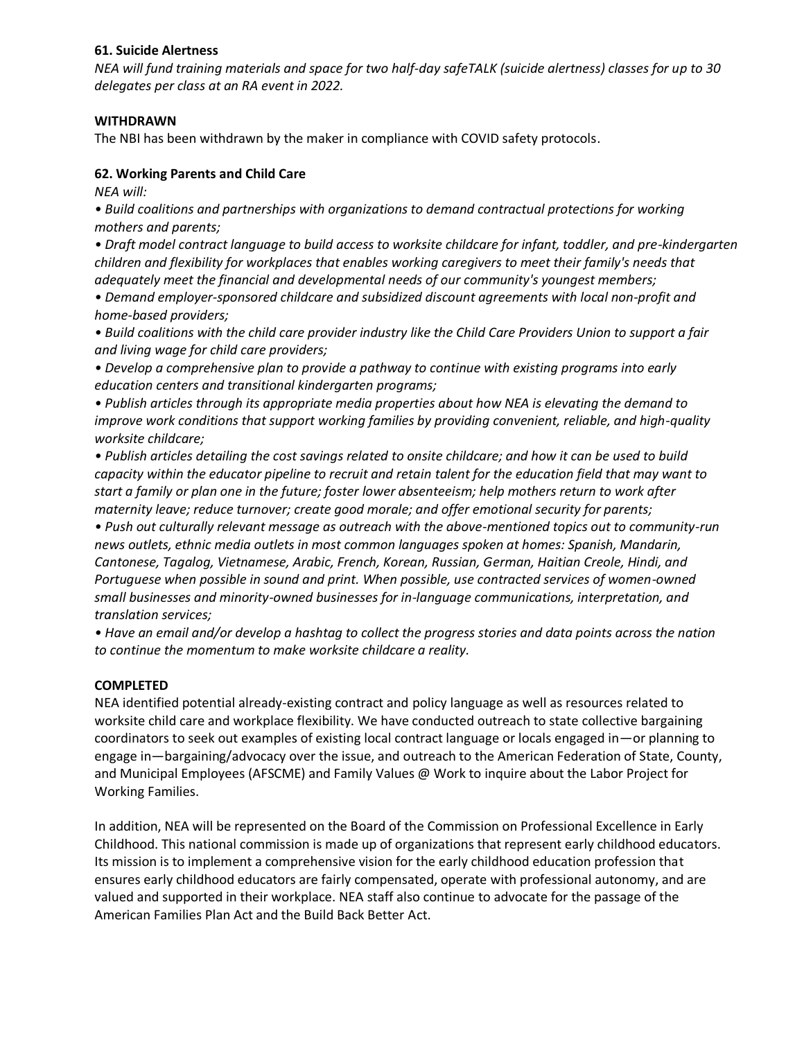**61. Suicide Alertness**

*NEA will fund training materials and space for two half-day safeTALK (suicide alertness) classes for up to 30 delegates per class at an RA event in 2022.*

**WITHDRAWN**

The NBI has been withdrawn by the maker in compliance with COVID safety protocols.

**62. Working Parents and Child Care**

*NEA will:*

- *Build coalitions and partnerships with organizations to demand contractual protections for working mothers and parents;*
- *Draft model contract language to build access to worksite childcare for infant, toddler, and pre-kindergarten children and flexibility for workplaces that enables working caregivers to meet their family's needs that adequately meet the financial and developmental needs of our community's youngest members;*
- *Demand employer-sponsored childcare and subsidized discount agreements with local non-profit and home-based providers;*
- *Build coalitions with the child care provider industry like the Child Care Providers Union to support a fair and living wage for child care providers;*
- *Develop a comprehensive plan to provide a pathway to continue with existing programs into early education centers and transitional kindergarten programs;*
- *Publish articles through its appropriate media properties about how NEA is elevating the demand to improve work conditions that support working families by providing convenient, reliable, and high-quality worksite childcare;*
- *Publish articles detailing the cost savings related to onsite childcare; and how it can be used to build capacity within the educator pipeline to recruit and retain talent for the education field that may want to start a family or plan one in the future; foster lower absenteeism; help mothers return to work after maternity leave; reduce turnover; create good morale; and offer emotional security for parents;*
- *Push out culturally relevant message as outreach with the above-mentioned topics out to community-run news outlets, ethnic media outlets in most common languages spoken at homes: Spanish, Mandarin, Cantonese, Tagalog, Vietnamese, Arabic, French, Korean, Russian, German, Haitian Creole, Hindi, and Portuguese when possible in sound and print. When possible, use contracted services of women-owned small businesses and minority-owned businesses for in-language communications, interpretation, and translation services;*
- *Have an email and/or develop a hashtag to collect the progress stories and data points across the nation to continue the momentum to make worksite childcare a reality.*

**COMPLETED**

NEA identified potential already-existing contract and policy language as well as resources related to worksite child care and workplace flexibility. We have conducted outreach to state collective bargaining coordinators to seek out examples of existing local contract language or locals engaged in—or planning to engage in—bargaining/advocacy over the issue, and outreach to the American Federation of State, County, and Municipal Employees (AFSCME) and Family Values @ Work to inquire about the Labor Project for Working Families.

In addition, NEA will be represented on the Board of the Commission on Professional Excellence in Early Childhood. This national commission is made up of organizations that represent early childhood educators. Its mission is to implement a comprehensive vision for the early childhood education profession that ensures early childhood educators are fairly compensated, operate with professional autonomy, and are valued and supported in their workplace. NEA staff also continue to advocate for the passage of the American Families Plan Act and the Build Back Better Act.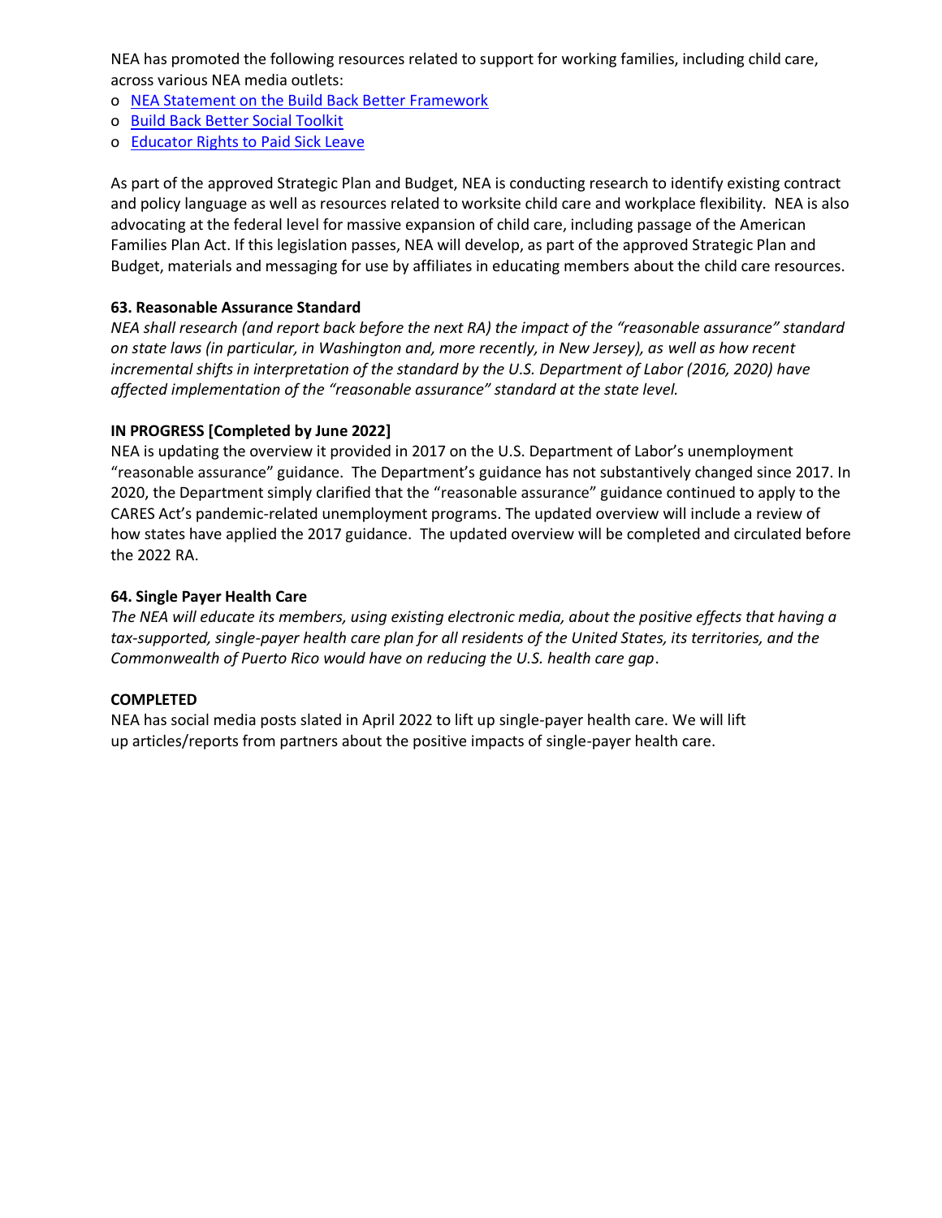NEA has promoted the following resources related to support for working families, including child care, across various NEA media outlets:

- NEA Statement on the Build Back Better Framework
- Build Back Better Social Toolkit
- Educator Rights to Paid Sick Leave

As part of the approved Strategic Plan and Budget, NEA is conducting research to identify existing contract and policy language as well as resources related to worksite child care and workplace flexibility. NEA is also advocating at the federal level for massive expansion of child care, including passage of the American Families Plan Act. If this legislation passes, NEA will develop, as part of the approved Strategic Plan and Budget, materials and messaging for use by affiliates in educating members about the child care resources.

**63. Reasonable Assurance Standard**

*NEA shall research (and report back before the next RA) the impact of the "reasonable assurance" standard on state laws (in particular, in Washington and, more recently, in New Jersey), as well as how recent incremental shifts in interpretation of the standard by the U.S. Department of Labor (2016, 2020) have affected implementation of the "reasonable assurance" standard at the state level.*

**IN PROGRESS [Completed by June 2022]**

NEA is updating the overview it provided in 2017 on the U.S. Department of Labor's unemployment "reasonable assurance" guidance. The Department's guidance has not substantively changed since 2017. In 2020, the Department simply clarified that the "reasonable assurance" guidance continued to apply to the CARES Act's pandemic-related unemployment programs. The updated overview will include a review of how states have applied the 2017 guidance. The updated overview will be completed and circulated before the 2022 RA.

**64. Single Payer Health Care**

*The NEA will educate its members, using existing electronic media, about the positive effects that having a tax-supported, single-payer health care plan for all residents of the United States, its territories, and the Commonwealth of Puerto Rico would have on reducing the U.S. health care gap*.

**COMPLETED**

NEA has social media posts slated in April 2022 to lift up single-payer health care. We will lift up articles/reports from partners about the positive impacts of single-payer health care.